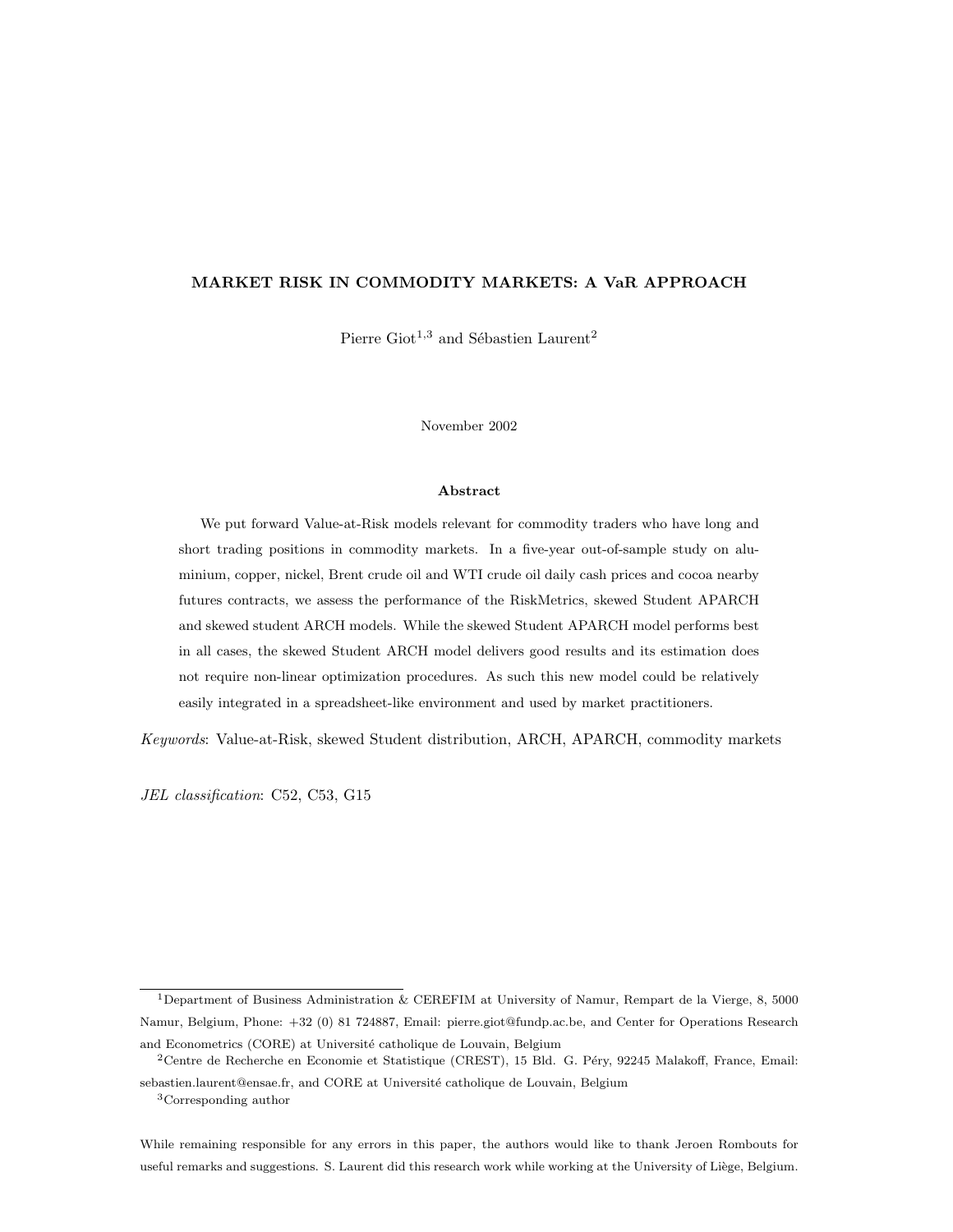# MARKET RISK IN COMMODITY MARKETS: A VaR APPROACH

Pierre Giot[1,3] and Sébastien Laurent[2]

November 2002

## Abstract

We put forward Value-at-Risk models relevant for commodity traders who have long and short trading positions in commodity markets. In a five-year out-of-sample study on aluminium, copper, nickel, Brent crude oil and WTI crude oil daily cash prices and cocoa nearby futures contracts, we assess the performance of the RiskMetrics, skewed Student APARCH and skewed student ARCH models. While the skewed Student APARCH model performs best in all cases, the skewed Student ARCH model delivers good results and its estimation does not require non-linear optimization procedures. As such this new model could be relatively easily integrated in a spreadsheet-like environment and used by market practitioners.

*Keywords*: Value-at-Risk, skewed Student distribution, ARCH, APARCH, commodity markets

*JEL classification*: C52, C53, G15

---

[1]Department of Business Administration & CEREFIM at University of Namur, Rempart de la Vierge, 8, 5000 Namur, Belgium, Phone: +32 (0) 81 724887, Email: pierre.giot@fundp.ac.be, and Center for Operations Research and Econometrics (CORE) at Université catholique de Louvain, Belgium

[2]Centre de Recherche en Economie et Statistique (CREST), 15 Bld. G. Péry, 92245 Malakoff, France, Email: sebastien.laurent@ensae.fr, and CORE at Université catholique de Louvain, Belgium

[3]Corresponding author

While remaining responsible for any errors in this paper, the authors would like to thank Jeroen Rombouts for useful remarks and suggestions. S. Laurent did this research work while working at the University of Liège, Belgium.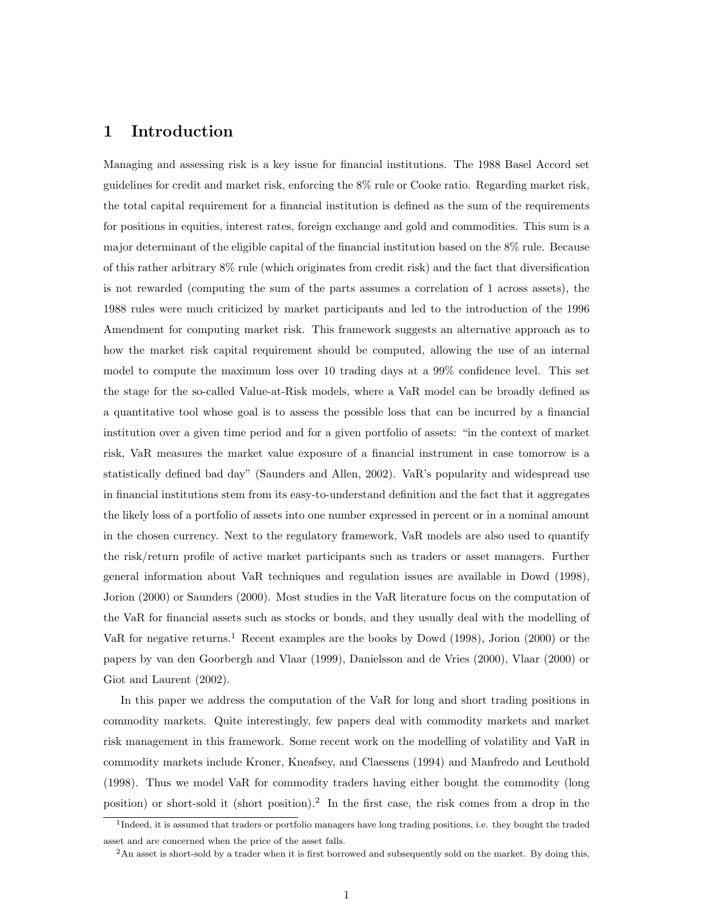# 1 Introduction

Managing and assessing risk is a key issue for financial institutions. The 1988 Basel Accord set guidelines for credit and market risk, enforcing the 8% rule or Cooke ratio. Regarding market risk, the total capital requirement for a financial institution is defined as the sum of the requirements for positions in equities, interest rates, foreign exchange and gold and commodities. This sum is a major determinant of the eligible capital of the financial institution based on the 8% rule. Because of this rather arbitrary 8% rule (which originates from credit risk) and the fact that diversification is not rewarded (computing the sum of the parts assumes a correlation of 1 across assets), the 1988 rules were much criticized by market participants and led to the introduction of the 1996 Amendment for computing market risk. This framework suggests an alternative approach as to how the market risk capital requirement should be computed, allowing the use of an internal model to compute the maximum loss over 10 trading days at a 99% confidence level. This set the stage for the so-called Value-at-Risk models, where a VaR model can be broadly defined as a quantitative tool whose goal is to assess the possible loss that can be incurred by a financial institution over a given time period and for a given portfolio of assets: "in the context of market risk, VaR measures the market value exposure of a financial instrument in case tomorrow is a statistically defined bad day" (Saunders and Allen, 2002). VaR's popularity and widespread use in financial institutions stem from its easy-to-understand definition and the fact that it aggregates the likely loss of a portfolio of assets into one number expressed in percent or in a nominal amount in the chosen currency. Next to the regulatory framework, VaR models are also used to quantify the risk/return profile of active market participants such as traders or asset managers. Further general information about VaR techniques and regulation issues are available in Dowd (1998), Jorion (2000) or Saunders (2000). Most studies in the VaR literature focus on the computation of the VaR for financial assets such as stocks or bonds, and they usually deal with the modelling of VaR for negative returns.[1] Recent examples are the books by Dowd (1998), Jorion (2000) or the papers by van den Goorbergh and Vlaar (1999), Danielsson and de Vries (2000), Vlaar (2000) or Giot and Laurent (2002).

In this paper we address the computation of the VaR for long and short trading positions in commodity markets. Quite interestingly, few papers deal with commodity markets and market risk management in this framework. Some recent work on the modelling of volatility and VaR in commodity markets include Kroner, Kneafsey, and Claessens (1994) and Manfredo and Leuthold (1998). Thus we model VaR for commodity traders having either bought the commodity (long position) or short-sold it (short position).[2] In the first case, the risk comes from a drop in the

[1] Indeed, it is assumed that traders or portfolio managers have long trading positions, i.e. they bought the traded asset and are concerned when the price of the asset falls.

[2] An asset is short-sold by a trader when it is first borrowed and subsequently sold on the market. By doing this,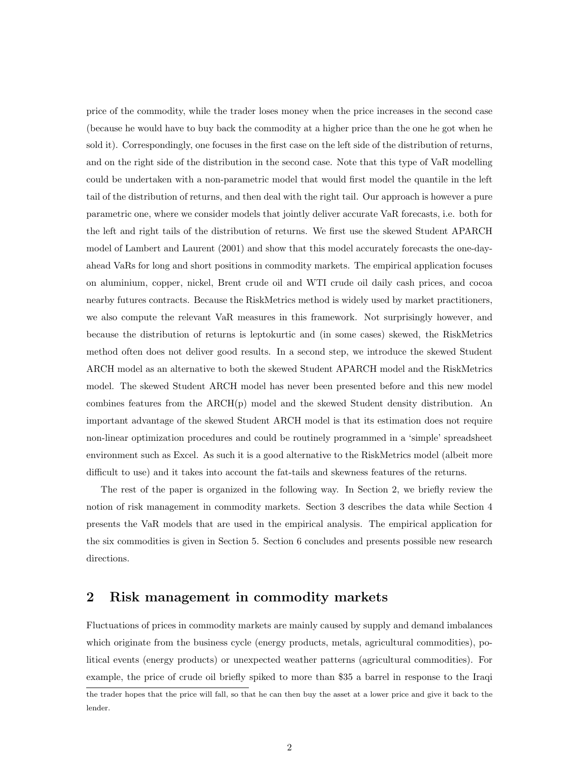price of the commodity, while the trader loses money when the price increases in the second case (because he would have to buy back the commodity at a higher price than the one he got when he sold it). Correspondingly, one focuses in the first case on the left side of the distribution of returns, and on the right side of the distribution in the second case. Note that this type of VaR modelling could be undertaken with a non-parametric model that would first model the quantile in the left tail of the distribution of returns, and then deal with the right tail. Our approach is however a pure parametric one, where we consider models that jointly deliver accurate VaR forecasts, i.e. both for the left and right tails of the distribution of returns. We first use the skewed Student APARCH model of Lambert and Laurent (2001) and show that this model accurately forecasts the one-day-ahead VaRs for long and short positions in commodity markets. The empirical application focuses on aluminium, copper, nickel, Brent crude oil and WTI crude oil daily cash prices, and cocoa nearby futures contracts. Because the RiskMetrics method is widely used by market practitioners, we also compute the relevant VaR measures in this framework. Not surprisingly however, and because the distribution of returns is leptokurtic and (in some cases) skewed, the RiskMetrics method often does not deliver good results. In a second step, we introduce the skewed Student ARCH model as an alternative to both the skewed Student APARCH model and the RiskMetrics model. The skewed Student ARCH model has never been presented before and this new model combines features from the ARCH(p) model and the skewed Student density distribution. An important advantage of the skewed Student ARCH model is that its estimation does not require non-linear optimization procedures and could be routinely programmed in a 'simple' spreadsheet environment such as Excel. As such it is a good alternative to the RiskMetrics model (albeit more difficult to use) and it takes into account the fat-tails and skewness features of the returns.

The rest of the paper is organized in the following way. In Section 2, we briefly review the notion of risk management in commodity markets. Section 3 describes the data while Section 4 presents the VaR models that are used in the empirical analysis. The empirical application for the six commodities is given in Section 5. Section 6 concludes and presents possible new research directions.

## 2 Risk management in commodity markets

Fluctuations of prices in commodity markets are mainly caused by supply and demand imbalances which originate from the business cycle (energy products, metals, agricultural commodities), political events (energy products) or unexpected weather patterns (agricultural commodities). For example, the price of crude oil briefly spiked to more than $35 a barrel in response to the Iraqi

---

the trader hopes that the price will fall, so that he can then buy the asset at a lower price and give it back to the lender.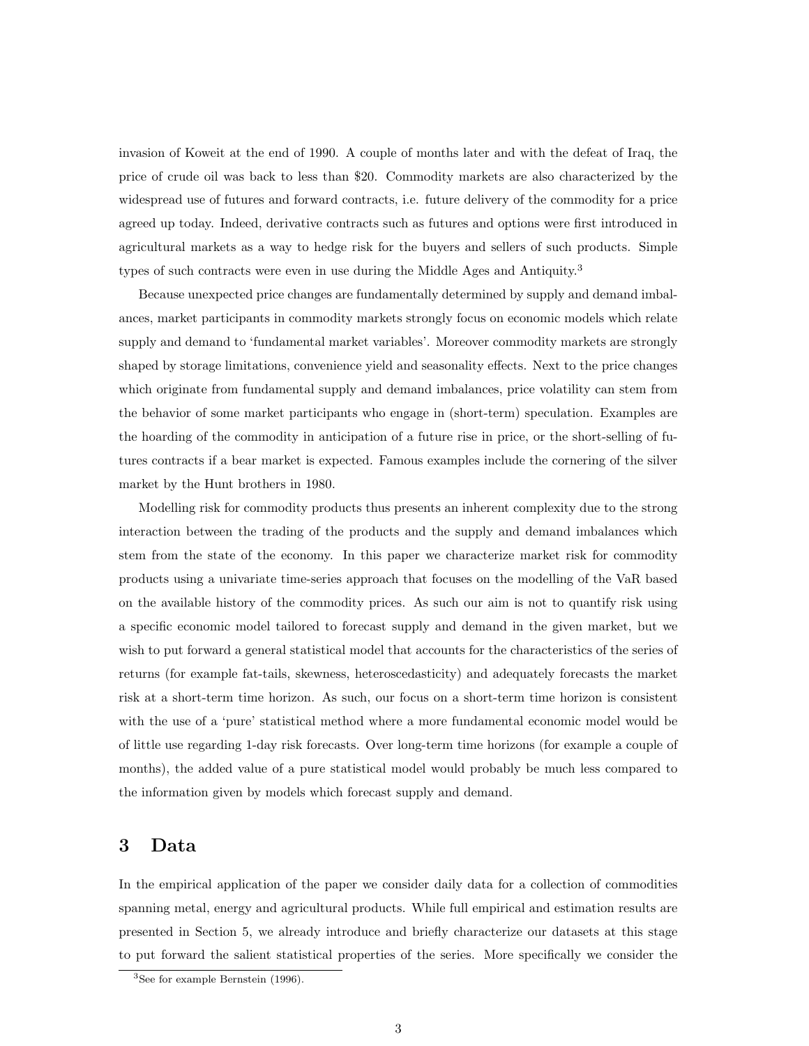invasion of Koweit at the end of 1990. A couple of months later and with the defeat of Iraq, the price of crude oil was back to less than \$20. Commodity markets are also characterized by the widespread use of futures and forward contracts, i.e. future delivery of the commodity for a price agreed up today. Indeed, derivative contracts such as futures and options were first introduced in agricultural markets as a way to hedge risk for the buyers and sellers of such products. Simple types of such contracts were even in use during the Middle Ages and Antiquity.[3]

Because unexpected price changes are fundamentally determined by supply and demand imbalances, market participants in commodity markets strongly focus on economic models which relate supply and demand to 'fundamental market variables'. Moreover commodity markets are strongly shaped by storage limitations, convenience yield and seasonality effects. Next to the price changes which originate from fundamental supply and demand imbalances, price volatility can stem from the behavior of some market participants who engage in (short-term) speculation. Examples are the hoarding of the commodity in anticipation of a future rise in price, or the short-selling of futures contracts if a bear market is expected. Famous examples include the cornering of the silver market by the Hunt brothers in 1980.

Modelling risk for commodity products thus presents an inherent complexity due to the strong interaction between the trading of the products and the supply and demand imbalances which stem from the state of the economy. In this paper we characterize market risk for commodity products using a univariate time-series approach that focuses on the modelling of the VaR based on the available history of the commodity prices. As such our aim is not to quantify risk using a specific economic model tailored to forecast supply and demand in the given market, but we wish to put forward a general statistical model that accounts for the characteristics of the series of returns (for example fat-tails, skewness, heteroscedasticity) and adequately forecasts the market risk at a short-term time horizon. As such, our focus on a short-term time horizon is consistent with the use of a 'pure' statistical method where a more fundamental economic model would be of little use regarding 1-day risk forecasts. Over long-term time horizons (for example a couple of months), the added value of a pure statistical model would probably be much less compared to the information given by models which forecast supply and demand.

# 3 Data

In the empirical application of the paper we consider daily data for a collection of commodities spanning metal, energy and agricultural products. While full empirical and estimation results are presented in Section 5, we already introduce and briefly characterize our datasets at this stage to put forward the salient statistical properties of the series. More specifically we consider the

[3] See for example Bernstein (1996).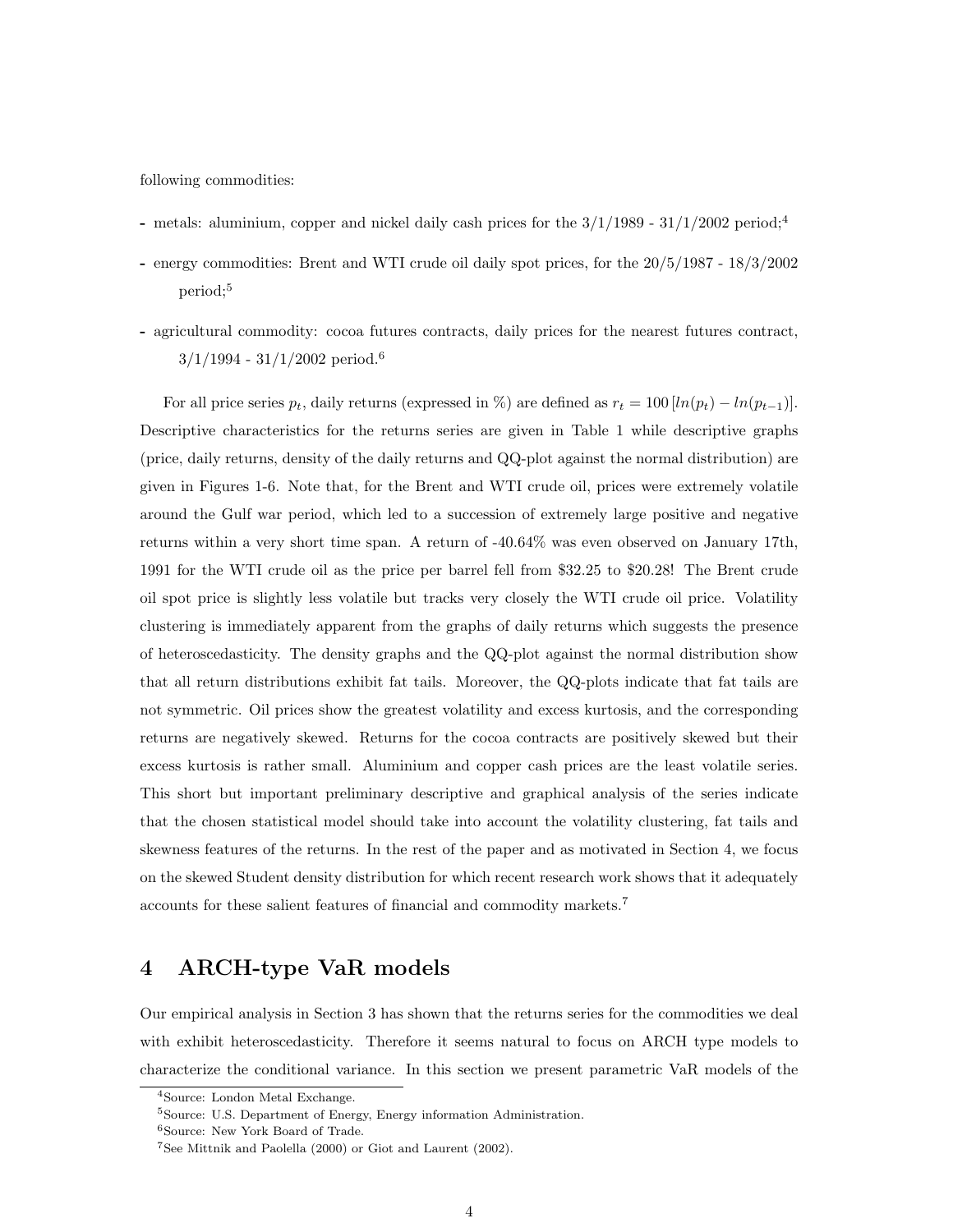following commodities:

- metals: aluminium, copper and nickel daily cash prices for the 3/1/1989 - 31/1/2002 period;[4]
- energy commodities: Brent and WTI crude oil daily spot prices, for the 20/5/1987 - 18/3/2002 period;[5]
- agricultural commodity: cocoa futures contracts, daily prices for the nearest futures contract, 3/1/1994 - 31/1/2002 period.[6]

For all price series $p_t$, daily returns (expressed in %) are defined as $r_t = 100\,[ln(p_t) - ln(p_{t-1})]$. Descriptive characteristics for the returns series are given in Table 1 while descriptive graphs (price, daily returns, density of the daily returns and QQ-plot against the normal distribution) are given in Figures 1-6. Note that, for the Brent and WTI crude oil, prices were extremely volatile around the Gulf war period, which led to a succession of extremely large positive and negative returns within a very short time span. A return of -40.64% was even observed on January 17th, 1991 for the WTI crude oil as the price per barrel fell from \$32.25 to \$20.28! The Brent crude oil spot price is slightly less volatile but tracks very closely the WTI crude oil price. Volatility clustering is immediately apparent from the graphs of daily returns which suggests the presence of heteroscedasticity. The density graphs and the QQ-plot against the normal distribution show that all return distributions exhibit fat tails. Moreover, the QQ-plots indicate that fat tails are not symmetric. Oil prices show the greatest volatility and excess kurtosis, and the corresponding returns are negatively skewed. Returns for the cocoa contracts are positively skewed but their excess kurtosis is rather small. Aluminium and copper cash prices are the least volatile series. This short but important preliminary descriptive and graphical analysis of the series indicate that the chosen statistical model should take into account the volatility clustering, fat tails and skewness features of the returns. In the rest of the paper and as motivated in Section 4, we focus on the skewed Student density distribution for which recent research work shows that it adequately accounts for these salient features of financial and commodity markets.[7]

# 4 ARCH-type VaR models

Our empirical analysis in Section 3 has shown that the returns series for the commodities we deal with exhibit heteroscedasticity. Therefore it seems natural to focus on ARCH type models to characterize the conditional variance. In this section we present parametric VaR models of the

[4] Source: London Metal Exchange.

[5] Source: U.S. Department of Energy, Energy information Administration.

[6] Source: New York Board of Trade.

[7] See Mittnik and Paolella (2000) or Giot and Laurent (2002).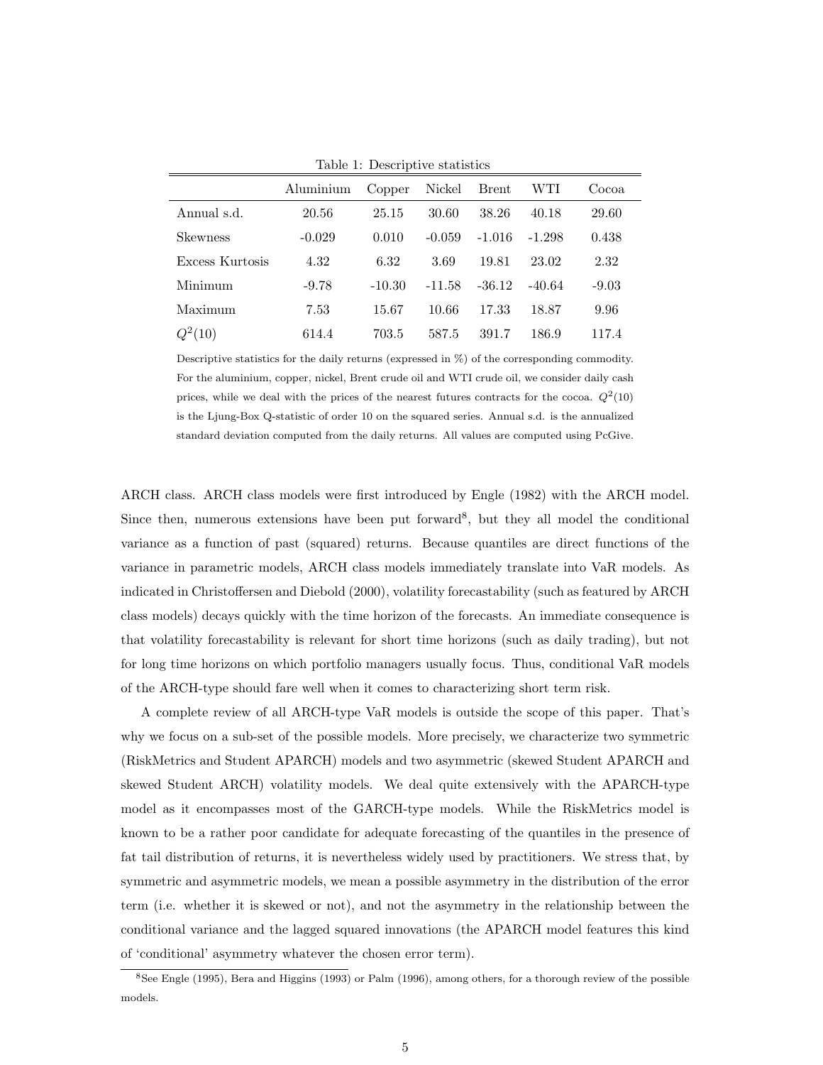Table 1: Descriptive statistics

| | Aluminium | Copper | Nickel | Brent | WTI | Cocoa |
|---|---|---|---|---|---|---|
| Annual s.d. | 20.56 | 25.15 | 30.60 | 38.26 | 40.18 | 29.60 |
| Skewness | -0.029 | 0.010 | -0.059 | -1.016 | -1.298 | 0.438 |
| Excess Kurtosis | 4.32 | 6.32 | 3.69 | 19.81 | 23.02 | 2.32 |
| Minimum | -9.78 | -10.30 | -11.58 | -36.12 | -40.64 | -9.03 |
| Maximum | 7.53 | 15.67 | 10.66 | 17.33 | 18.87 | 9.96 |
| $Q^2(10)$ | 614.4 | 703.5 | 587.5 | 391.7 | 186.9 | 117.4 |

Descriptive statistics for the daily returns (expressed in %) of the corresponding commodity. For the aluminium, copper, nickel, Brent crude oil and WTI crude oil, we consider daily cash prices, while we deal with the prices of the nearest futures contracts for the cocoa. $Q^2(10)$ is the Ljung-Box Q-statistic of order 10 on the squared series. Annual s.d. is the annualized standard deviation computed from the daily returns. All values are computed using PcGive.

ARCH class. ARCH class models were first introduced by Engle (1982) with the ARCH model. Since then, numerous extensions have been put forward[8], but they all model the conditional variance as a function of past (squared) returns. Because quantiles are direct functions of the variance in parametric models, ARCH class models immediately translate into VaR models. As indicated in Christoffersen and Diebold (2000), volatility forecastability (such as featured by ARCH class models) decays quickly with the time horizon of the forecasts. An immediate consequence is that volatility forecastability is relevant for short time horizons (such as daily trading), but not for long time horizons on which portfolio managers usually focus. Thus, conditional VaR models of the ARCH-type should fare well when it comes to characterizing short term risk.

A complete review of all ARCH-type VaR models is outside the scope of this paper. That's why we focus on a sub-set of the possible models. More precisely, we characterize two symmetric (RiskMetrics and Student APARCH) models and two asymmetric (skewed Student APARCH and skewed Student ARCH) volatility models. We deal quite extensively with the APARCH-type model as it encompasses most of the GARCH-type models. While the RiskMetrics model is known to be a rather poor candidate for adequate forecasting of the quantiles in the presence of fat tail distribution of returns, it is nevertheless widely used by practitioners. We stress that, by symmetric and asymmetric models, we mean a possible asymmetry in the distribution of the error term (i.e. whether it is skewed or not), and not the asymmetry in the relationship between the conditional variance and the lagged squared innovations (the APARCH model features this kind of 'conditional' asymmetry whatever the chosen error term).

[8] See Engle (1995), Bera and Higgins (1993) or Palm (1996), among others, for a thorough review of the possible models.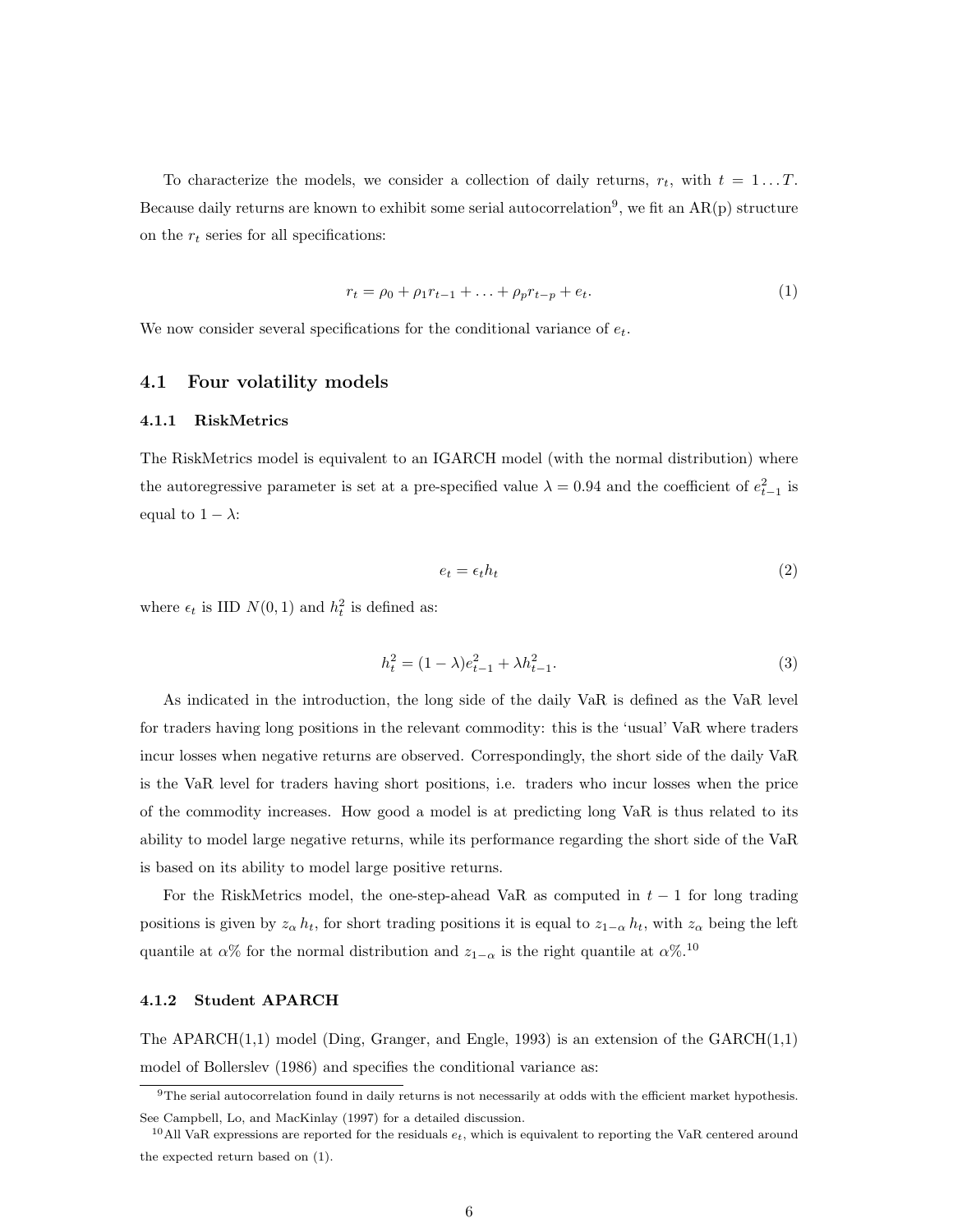To characterize the models, we consider a collection of daily returns, $r_t$, with $t = 1 \ldots T$. Because daily returns are known to exhibit some serial autocorrelation[9], we fit an AR(p) structure on the $r_t$ series for all specifications:

$$r_t = \rho_0 + \rho_1 r_{t-1} + \ldots + \rho_p r_{t-p} + e_t. \tag{1}$$

We now consider several specifications for the conditional variance of $e_t$.

## 4.1 Four volatility models

### 4.1.1 RiskMetrics

The RiskMetrics model is equivalent to an IGARCH model (with the normal distribution) where the autoregressive parameter is set at a pre-specified value $\lambda = 0.94$ and the coefficient of $e^2_{t-1}$ is equal to $1 - \lambda$:

$$e_t = \epsilon_t h_t \tag{2}$$

where $\epsilon_t$ is IID $N(0, 1)$ and $h^2_t$ is defined as:

$$h^2_t = (1 - \lambda)e^2_{t-1} + \lambda h^2_{t-1}. \tag{3}$$

As indicated in the introduction, the long side of the daily VaR is defined as the VaR level for traders having long positions in the relevant commodity: this is the 'usual' VaR where traders incur losses when negative returns are observed. Correspondingly, the short side of the daily VaR is the VaR level for traders having short positions, i.e. traders who incur losses when the price of the commodity increases. How good a model is at predicting long VaR is thus related to its ability to model large negative returns, while its performance regarding the short side of the VaR is based on its ability to model large positive returns.

For the RiskMetrics model, the one-step-ahead VaR as computed in $t - 1$ for long trading positions is given by $z_\alpha\, h_t$, for short trading positions it is equal to $z_{1-\alpha}\, h_t$, with $z_\alpha$ being the left quantile at $\alpha$% for the normal distribution and $z_{1-\alpha}$ is the right quantile at $\alpha$%.[10]

### 4.1.2 Student APARCH

The APARCH(1,1) model (Ding, Granger, and Engle, 1993) is an extension of the GARCH(1,1) model of Bollerslev (1986) and specifies the conditional variance as:

---

[9] The serial autocorrelation found in daily returns is not necessarily at odds with the efficient market hypothesis. See Campbell, Lo, and MacKinlay (1997) for a detailed discussion.

[10] All VaR expressions are reported for the residuals $e_t$, which is equivalent to reporting the VaR centered around the expected return based on (1).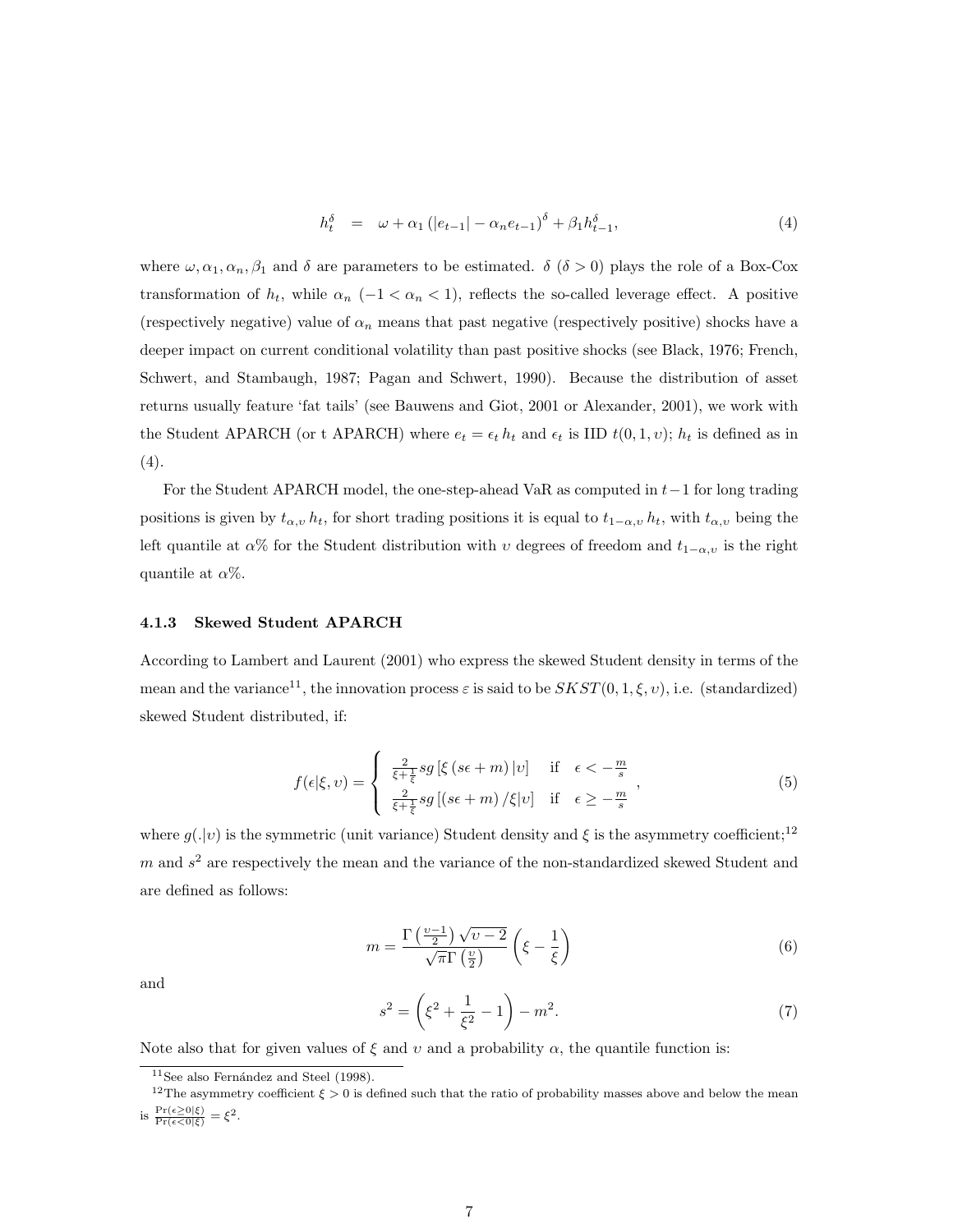$$h_t^\delta \quad = \quad \omega + \alpha_1 \left(|e_{t-1}| - \alpha_n e_{t-1}\right)^\delta + \beta_1 h_{t-1}^\delta, \tag{4}$$

where $\omega, \alpha_1, \alpha_n, \beta_1$ and $\delta$ are parameters to be estimated. $\delta$ ($\delta > 0$) plays the role of a Box-Cox transformation of $h_t$, while $\alpha_n$ ($-1 < \alpha_n < 1$), reflects the so-called leverage effect. A positive (respectively negative) value of $\alpha_n$ means that past negative (respectively positive) shocks have a deeper impact on current conditional volatility than past positive shocks (see Black, 1976; French, Schwert, and Stambaugh, 1987; Pagan and Schwert, 1990). Because the distribution of asset returns usually feature 'fat tails' (see Bauwens and Giot, 2001 or Alexander, 2001), we work with the Student APARCH (or t APARCH) where $e_t = \epsilon_t \, h_t$ and $\epsilon_t$ is IID $t(0, 1, \upsilon)$; $h_t$ is defined as in (4).

For the Student APARCH model, the one-step-ahead VaR as computed in $t-1$ for long trading positions is given by $t_{\alpha,\upsilon} \, h_t$, for short trading positions it is equal to $t_{1-\alpha,\upsilon} \, h_t$, with $t_{\alpha,\upsilon}$ being the left quantile at $\alpha$% for the Student distribution with $\upsilon$ degrees of freedom and $t_{1-\alpha,\upsilon}$ is the right quantile at $\alpha$%.

### 4.1.3 Skewed Student APARCH

According to Lambert and Laurent (2001) who express the skewed Student density in terms of the mean and the variance[11], the innovation process $\varepsilon$ is said to be $SKST(0, 1, \xi, \upsilon)$, i.e. (standardized) skewed Student distributed, if:

$$f(\epsilon|\xi, \upsilon) = \begin{cases} \frac{2}{\xi + \frac{1}{\xi}} sg\left[\xi\left(s\epsilon + m\right)|\upsilon\right] & \text{if} \quad \epsilon < -\frac{m}{s} \\ \frac{2}{\xi + \frac{1}{\xi}} sg\left[\left(s\epsilon + m\right)/\xi|\upsilon\right] & \text{if} \quad \epsilon \geq -\frac{m}{s} \end{cases}, \tag{5}$$

where $g(.|\upsilon)$ is the symmetric (unit variance) Student density and $\xi$ is the asymmetry coefficient;[12] $m$ and $s^2$ are respectively the mean and the variance of the non-standardized skewed Student and are defined as follows:

$$m = \frac{\Gamma\left(\frac{\upsilon-1}{2}\right)\sqrt{\upsilon-2}}{\sqrt{\pi}\,\Gamma\left(\frac{\upsilon}{2}\right)}\left(\xi - \frac{1}{\xi}\right) \tag{6}$$

and

$$s^2 = \left(\xi^2 + \frac{1}{\xi^2} - 1\right) - m^2. \tag{7}$$

Note also that for given values of $\xi$ and $\upsilon$ and a probability $\alpha$, the quantile function is:

[11] See also Fernández and Steel (1998).

[12] The asymmetry coefficient $\xi > 0$ is defined such that the ratio of probability masses above and below the mean is $\frac{\Pr(\epsilon \geq 0|\xi)}{\Pr(\epsilon < 0|\xi)} = \xi^2$.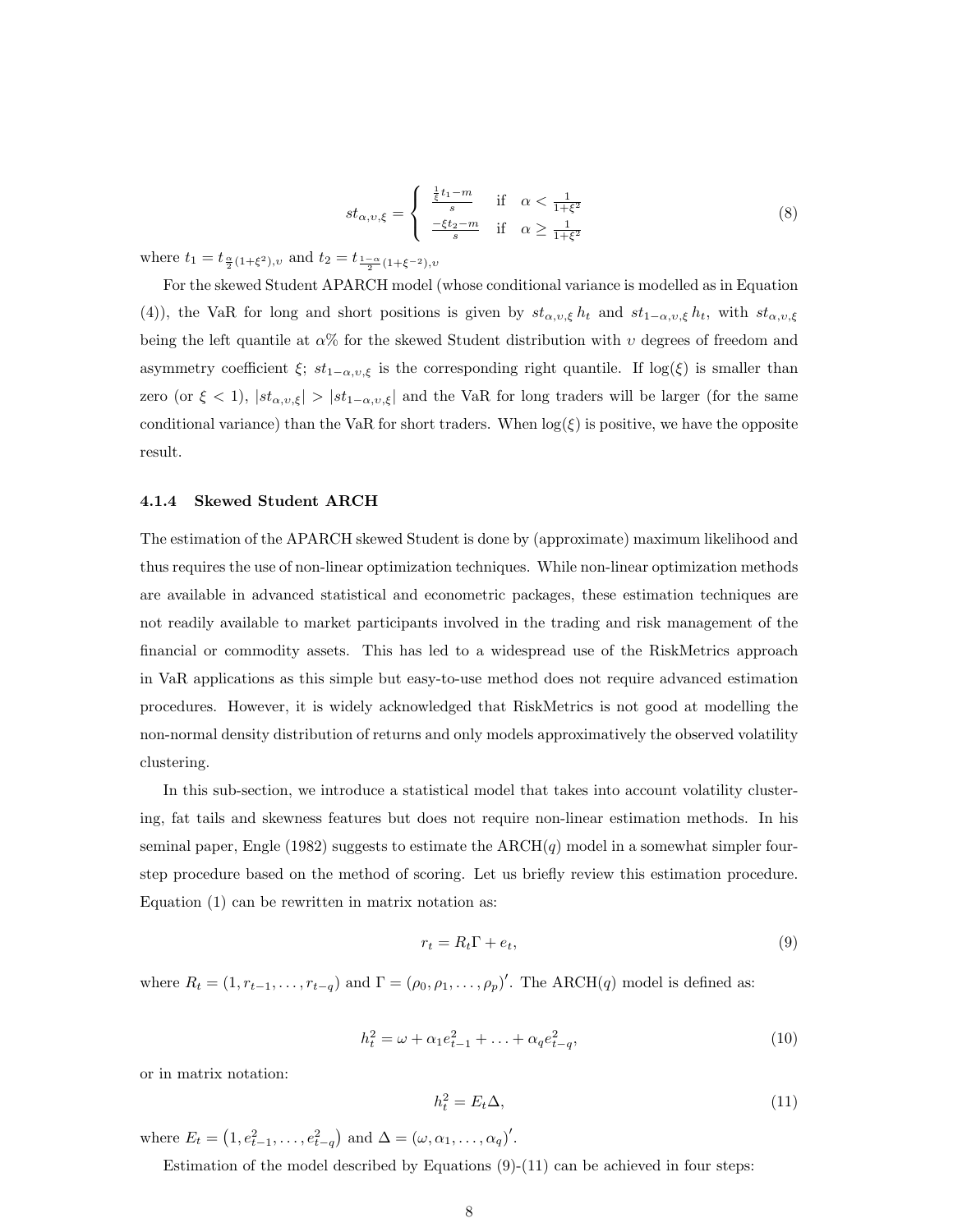$$st_{\alpha,\upsilon,\xi} = \begin{cases} \frac{\frac{1}{\xi}t_1 - m}{s} & \text{if} \quad \alpha < \frac{1}{1+\xi^2} \\ \frac{-\xi t_2 - m}{s} & \text{if} \quad \alpha \geq \frac{1}{1+\xi^2} \end{cases} \tag{8}$$

where $t_1 = t_{\frac{\alpha}{2}(1+\xi^2),\upsilon}$ and $t_2 = t_{\frac{1-\alpha}{2}(1+\xi^{-2}),\upsilon}$

For the skewed Student APARCH model (whose conditional variance is modelled as in Equation (4)), the VaR for long and short positions is given by $st_{\alpha,\upsilon,\xi}\, h_t$ and $st_{1-\alpha,\upsilon,\xi}\, h_t$, with $st_{\alpha,\upsilon,\xi}$ being the left quantile at $\alpha$% for the skewed Student distribution with $\upsilon$ degrees of freedom and asymmetry coefficient $\xi$; $st_{1-\alpha,\upsilon,\xi}$ is the corresponding right quantile. If $\log(\xi)$ is smaller than zero (or $\xi < 1$), $|st_{\alpha,\upsilon,\xi}| > |st_{1-\alpha,\upsilon,\xi}|$ and the VaR for long traders will be larger (for the same conditional variance) than the VaR for short traders. When $\log(\xi)$ is positive, we have the opposite result.

#### 4.1.4 Skewed Student ARCH

The estimation of the APARCH skewed Student is done by (approximate) maximum likelihood and thus requires the use of non-linear optimization techniques. While non-linear optimization methods are available in advanced statistical and econometric packages, these estimation techniques are not readily available to market participants involved in the trading and risk management of the financial or commodity assets. This has led to a widespread use of the RiskMetrics approach in VaR applications as this simple but easy-to-use method does not require advanced estimation procedures. However, it is widely acknowledged that RiskMetrics is not good at modelling the non-normal density distribution of returns and only models approximatively the observed volatility clustering.

In this sub-section, we introduce a statistical model that takes into account volatility clustering, fat tails and skewness features but does not require non-linear estimation methods. In his seminal paper, Engle (1982) suggests to estimate the ARCH($q$) model in a somewhat simpler four-step procedure based on the method of scoring. Let us briefly review this estimation procedure. Equation (1) can be rewritten in matrix notation as:

$$r_t = R_t \Gamma + e_t, \tag{9}$$

where $R_t = (1, r_{t-1}, \ldots, r_{t-q})$ and $\Gamma = (\rho_0, \rho_1, \ldots, \rho_p)'$. The ARCH($q$) model is defined as:

$$h_t^2 = \omega + \alpha_1 e_{t-1}^2 + \ldots + \alpha_q e_{t-q}^2, \tag{10}$$

or in matrix notation:

$$h_t^2 = E_t \Delta, \tag{11}$$

where $E_t = \left(1, e_{t-1}^2, \ldots, e_{t-q}^2\right)$ and $\Delta = (\omega, \alpha_1, \ldots, \alpha_q)'$.

Estimation of the model described by Equations (9)-(11) can be achieved in four steps: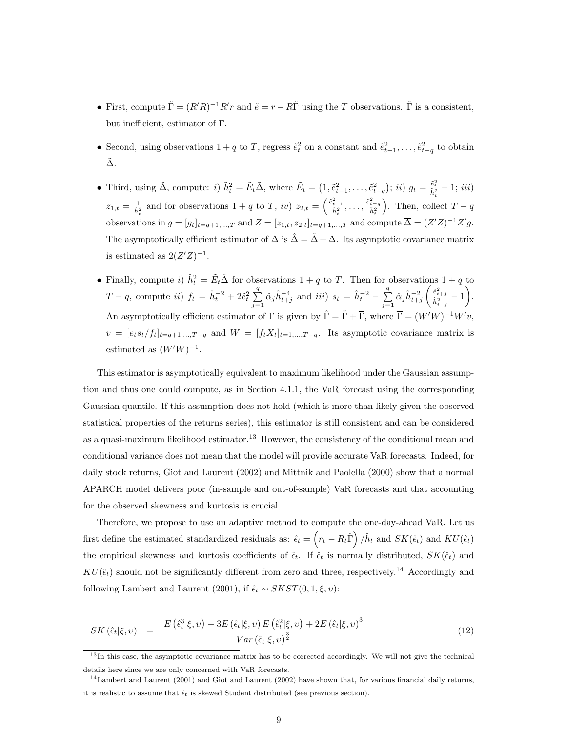- First, compute $\tilde{\Gamma} = (R'R)^{-1}R'r$ and $\tilde{e} = r - R\tilde{\Gamma}$ using the $T$ observations. $\tilde{\Gamma}$ is a consistent, but inefficient, estimator of $\Gamma$.

- Second, using observations $1+q$ to $T$, regress $\tilde{e}_t^2$ on a constant and $\tilde{e}_{t-1}^2, \ldots, \tilde{e}_{t-q}^2$ to obtain $\tilde{\Delta}$.

- Third, using $\tilde{\Delta}$, compute: *i)* $\tilde{h}_t^2 = \tilde{E}_t\tilde{\Delta}$, where $\tilde{E}_t = \left(1, \tilde{e}_{t-1}^2, \ldots, \tilde{e}_{t-q}^2\right)$; *ii)* $g_t = \frac{\tilde{e}_t^2}{\tilde{h}_t^2} - 1$; *iii)* $z_{1,t} = \frac{1}{\tilde{h}_t^2}$ and for observations $1+q$ to $T$, *iv)* $z_{2,t} = \left(\frac{\tilde{e}_{t-1}^2}{\tilde{h}_t^2}, \ldots, \frac{\tilde{e}_{t-q}^2}{\tilde{h}_t^2}\right)$. Then, collect $T-q$ observations in $g = [g_t]_{t=q+1,\ldots,T}$ and $Z = [z_{1,t}, z_{2,t}]_{t=q+1,\ldots,T}$ and compute $\overline{\Delta} = (Z'Z)^{-1}Z'g$. The asymptotically efficient estimator of $\Delta$ is $\hat{\Delta} = \tilde{\Delta} + \overline{\Delta}$. Its asymptotic covariance matrix is estimated as $2(Z'Z)^{-1}$.

- Finally, compute *i)* $\hat{h}_t^2 = \tilde{E}_t\hat{\Delta}$ for observations $1+q$ to $T$. Then for observations $1+q$ to $T-q$, compute *ii)* $f_t = \hat{h}_t^{-2} + 2\tilde{e}_t^2 \sum_{j=1}^{q} \hat{\alpha}_j \hat{h}_{t+j}^{-4}$ and *iii)* $s_t = \hat{h}_t^{-2} - \sum_{j=1}^{q} \hat{\alpha}_j \hat{h}_{t+j}^{-2} \left(\frac{\tilde{e}_{t+j}^2}{\hat{h}_{t+j}^2} - 1\right)$. An asymptotically efficient estimator of $\Gamma$ is given by $\hat{\Gamma} = \tilde{\Gamma} + \overline{\Gamma}$, where $\overline{\Gamma} = (W'W)^{-1}W'v$, $v = [e_t s_t / f_t]_{t=q+1,\ldots,T-q}$ and $W = [f_t X_t]_{t=1,\ldots,T-q}$. Its asymptotic covariance matrix is estimated as $(W'W)^{-1}$.

This estimator is asymptotically equivalent to maximum likelihood under the Gaussian assumption and thus one could compute, as in Section 4.1.1, the VaR forecast using the corresponding Gaussian quantile. If this assumption does not hold (which is more than likely given the observed statistical properties of the returns series), this estimator is still consistent and can be considered as a quasi-maximum likelihood estimator.[13] However, the consistency of the conditional mean and conditional variance does not mean that the model will provide accurate VaR forecasts. Indeed, for daily stock returns, Giot and Laurent (2002) and Mittnik and Paolella (2000) show that a normal APARCH model delivers poor (in-sample and out-of-sample) VaR forecasts and that accounting for the observed skewness and kurtosis is crucial.

Therefore, we propose to use an adaptive method to compute the one-day-ahead VaR. Let us first define the estimated standardized residuals as: $\hat{\epsilon}_t = \left(r_t - R_t\hat{\Gamma}\right)/\hat{h}_t$ and $SK(\hat{\epsilon}_t)$ and $KU(\hat{\epsilon}_t)$ the empirical skewness and kurtosis coefficients of $\hat{\epsilon}_t$. If $\hat{\epsilon}_t$ is normally distributed, $SK(\hat{\epsilon}_t)$ and $KU(\hat{\epsilon}_t)$ should not be significantly different from zero and three, respectively.[14] Accordingly and following Lambert and Laurent (2001), if $\hat{\epsilon}_t \sim SKST(0, 1, \xi, \upsilon)$:

$$SK\left(\hat{\epsilon}_t|\xi,\upsilon\right) = \frac{E\left(\hat{\epsilon}_t^3|\xi,\upsilon\right) - 3E\left(\hat{\epsilon}_t|\xi,\upsilon\right)E\left(\hat{\epsilon}_t^2|\xi,\upsilon\right) + 2E\left(\hat{\epsilon}_t|\xi,\upsilon\right)^3}{Var\left(\hat{\epsilon}_t|\xi,\upsilon\right)^{\frac{3}{2}}} \tag{12}$$

[13] In this case, the asymptotic covariance matrix has to be corrected accordingly. We will not give the technical details here since we are only concerned with VaR forecasts.

[14] Lambert and Laurent (2001) and Giot and Laurent (2002) have shown that, for various financial daily returns, it is realistic to assume that $\hat{\epsilon}_t$ is skewed Student distributed (see previous section).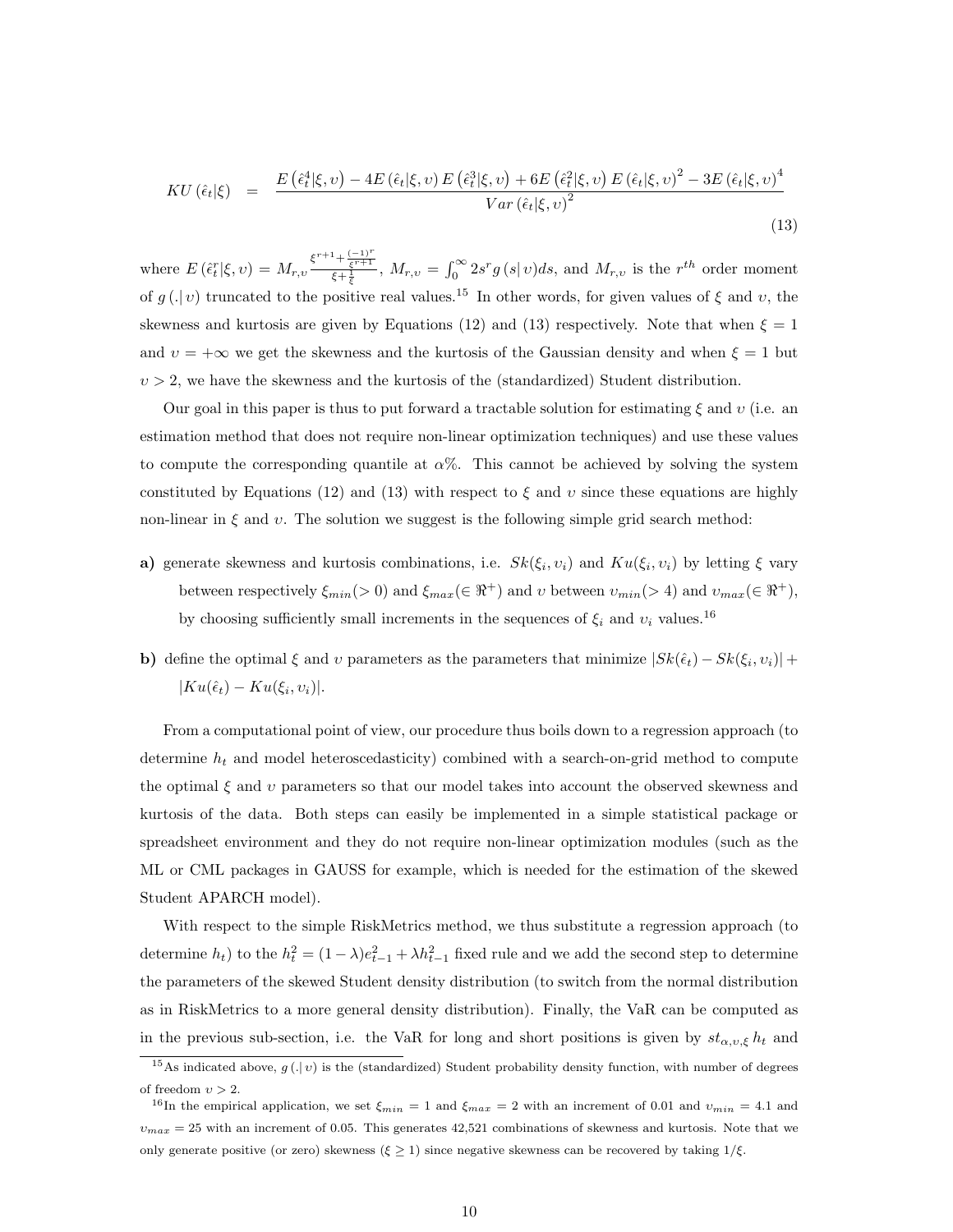$$KU\left(\hat{\epsilon}_t|\xi\right) \quad = \quad \frac{E\left(\hat{\epsilon}_t^4|\xi,\upsilon\right) - 4E\left(\hat{\epsilon}_t|\xi,\upsilon\right)E\left(\hat{\epsilon}_t^3|\xi,\upsilon\right) + 6E\left(\hat{\epsilon}_t^2|\xi,\upsilon\right)E\left(\hat{\epsilon}_t|\xi,\upsilon\right)^2 - 3E\left(\hat{\epsilon}_t|\xi,\upsilon\right)^4}{Var\left(\hat{\epsilon}_t|\xi,\upsilon\right)^2} \tag{13}$$

where $E\left(\hat{\epsilon}_t^r|\xi,\upsilon\right) = M_{r,\upsilon}\frac{\xi^{r+1}+\frac{(-1)^r}{\xi^{r+1}}}{\xi+\frac{1}{\xi}}$, $M_{r,\upsilon} = \int_0^\infty 2s^r g\left(s|\,\upsilon\right)ds$, and $M_{r,\upsilon}$ is the $r^{th}$ order moment of $g\left(.|\,\upsilon\right)$ truncated to the positive real values.[15] In other words, for given values of $\xi$ and $\upsilon$, the skewness and kurtosis are given by Equations (12) and (13) respectively. Note that when $\xi = 1$ and $\upsilon = +\infty$ we get the skewness and the kurtosis of the Gaussian density and when $\xi = 1$ but $\upsilon > 2$, we have the skewness and the kurtosis of the (standardized) Student distribution.

Our goal in this paper is thus to put forward a tractable solution for estimating $\xi$ and $\upsilon$ (i.e. an estimation method that does not require non-linear optimization techniques) and use these values to compute the corresponding quantile at $\alpha$%. This cannot be achieved by solving the system constituted by Equations (12) and (13) with respect to $\xi$ and $\upsilon$ since these equations are highly non-linear in $\xi$ and $\upsilon$. The solution we suggest is the following simple grid search method:

**a)** generate skewness and kurtosis combinations, i.e. $Sk(\xi_i, \upsilon_i)$ and $Ku(\xi_i, \upsilon_i)$ by letting $\xi$ vary between respectively $\xi_{min}(> 0)$ and $\xi_{max}(\in \Re^+)$ and $\upsilon$ between $\upsilon_{min}(> 4)$ and $\upsilon_{max}(\in \Re^+)$, by choosing sufficiently small increments in the sequences of $\xi_i$ and $\upsilon_i$ values.[16]

**b)** define the optimal $\xi$ and $\upsilon$ parameters as the parameters that minimize $|Sk(\hat{\epsilon}_t) - Sk(\xi_i, \upsilon_i)| + |Ku(\hat{\epsilon}_t) - Ku(\xi_i, \upsilon_i)|$.

From a computational point of view, our procedure thus boils down to a regression approach (to determine $h_t$ and model heteroscedasticity) combined with a search-on-grid method to compute the optimal $\xi$ and $\upsilon$ parameters so that our model takes into account the observed skewness and kurtosis of the data. Both steps can easily be implemented in a simple statistical package or spreadsheet environment and they do not require non-linear optimization modules (such as the ML or CML packages in GAUSS for example, which is needed for the estimation of the skewed Student APARCH model).

With respect to the simple RiskMetrics method, we thus substitute a regression approach (to determine $h_t$) to the $h_t^2 = (1-\lambda)e_{t-1}^2 + \lambda h_{t-1}^2$ fixed rule and we add the second step to determine the parameters of the skewed Student density distribution (to switch from the normal distribution as in RiskMetrics to a more general density distribution). Finally, the VaR can be computed as in the previous sub-section, i.e. the VaR for long and short positions is given by $st_{\alpha,\upsilon,\xi}\, h_t$ and

---

[15] As indicated above, $g\left(.|\,\upsilon\right)$ is the (standardized) Student probability density function, with number of degrees of freedom $\upsilon > 2$.

[16] In the empirical application, we set $\xi_{min} = 1$ and $\xi_{max} = 2$ with an increment of 0.01 and $\upsilon_{min} = 4.1$ and $\upsilon_{max} = 25$ with an increment of 0.05. This generates 42,521 combinations of skewness and kurtosis. Note that we only generate positive (or zero) skewness ($\xi \geq 1$) since negative skewness can be recovered by taking $1/\xi$.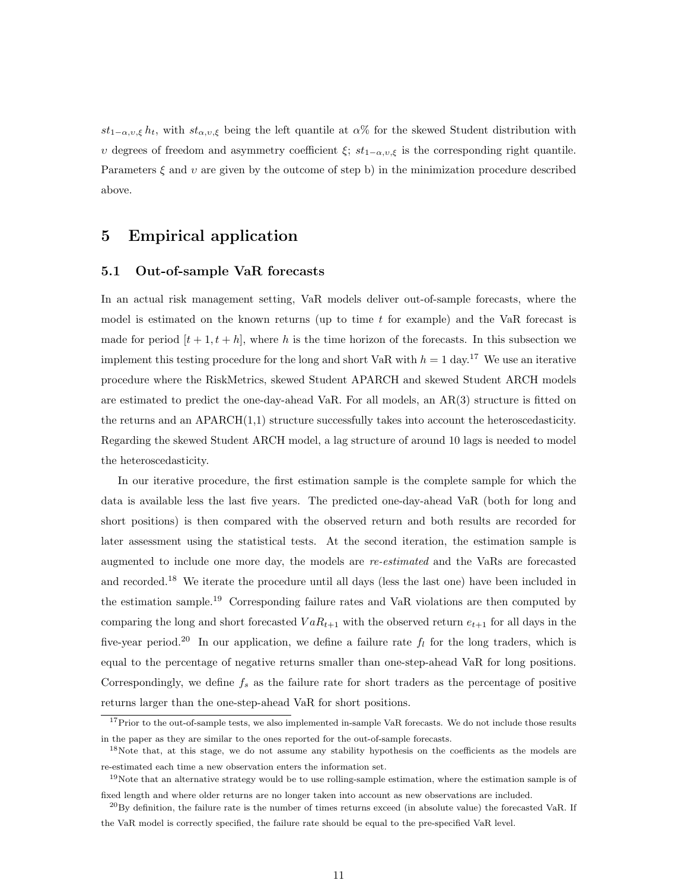$st_{1-\alpha,\upsilon,\xi}\, h_t$, with $st_{\alpha,\upsilon,\xi}$ being the left quantile at $\alpha$% for the skewed Student distribution with $\upsilon$ degrees of freedom and asymmetry coefficient $\xi$; $st_{1-\alpha,\upsilon,\xi}$ is the corresponding right quantile. Parameters $\xi$ and $\upsilon$ are given by the outcome of step b) in the minimization procedure described above.

# 5 Empirical application

## 5.1 Out-of-sample VaR forecasts

In an actual risk management setting, VaR models deliver out-of-sample forecasts, where the model is estimated on the known returns (up to time $t$ for example) and the VaR forecast is made for period $[t+1, t+h]$, where $h$ is the time horizon of the forecasts. In this subsection we implement this testing procedure for the long and short VaR with $h = 1$ day.[17] We use an iterative procedure where the RiskMetrics, skewed Student APARCH and skewed Student ARCH models are estimated to predict the one-day-ahead VaR. For all models, an AR(3) structure is fitted on the returns and an APARCH(1,1) structure successfully takes into account the heteroscedasticity. Regarding the skewed Student ARCH model, a lag structure of around 10 lags is needed to model the heteroscedasticity.

In our iterative procedure, the first estimation sample is the complete sample for which the data is available less the last five years. The predicted one-day-ahead VaR (both for long and short positions) is then compared with the observed return and both results are recorded for later assessment using the statistical tests. At the second iteration, the estimation sample is augmented to include one more day, the models are *re-estimated* and the VaRs are forecasted and recorded.[18] We iterate the procedure until all days (less the last one) have been included in the estimation sample.[19] Corresponding failure rates and VaR violations are then computed by comparing the long and short forecasted $VaR_{t+1}$ with the observed return $e_{t+1}$ for all days in the five-year period.[20] In our application, we define a failure rate $f_l$ for the long traders, which is equal to the percentage of negative returns smaller than one-step-ahead VaR for long positions. Correspondingly, we define $f_s$ as the failure rate for short traders as the percentage of positive returns larger than the one-step-ahead VaR for short positions.

[17] Prior to the out-of-sample tests, we also implemented in-sample VaR forecasts. We do not include those results in the paper as they are similar to the ones reported for the out-of-sample forecasts.

[18] Note that, at this stage, we do not assume any stability hypothesis on the coefficients as the models are re-estimated each time a new observation enters the information set.

[19] Note that an alternative strategy would be to use rolling-sample estimation, where the estimation sample is of fixed length and where older returns are no longer taken into account as new observations are included.

[20] By definition, the failure rate is the number of times returns exceed (in absolute value) the forecasted VaR. If the VaR model is correctly specified, the failure rate should be equal to the pre-specified VaR level.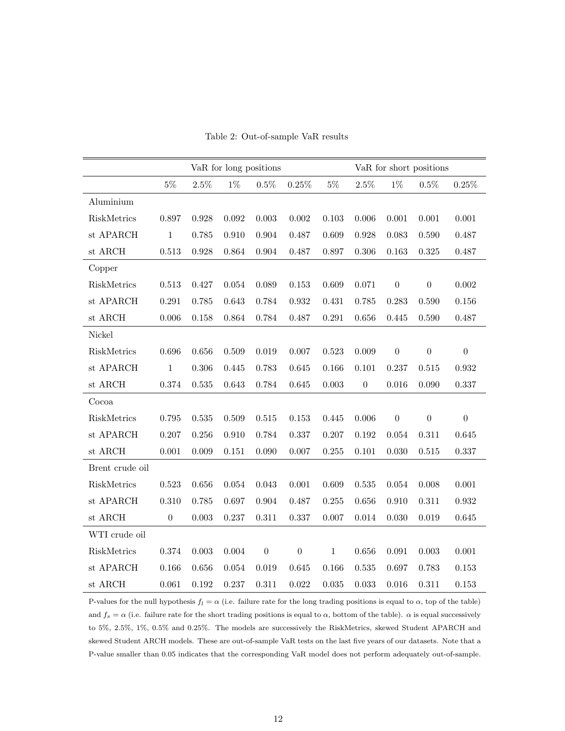Table 2: Out-of-sample VaR results

| | VaR for long positions | | | | | VaR for short positions | | | | |
|---|---|---|---|---|---|---|---|---|---|---|
| | 5% | 2.5% | 1% | 0.5% | 0.25% | 5% | 2.5% | 1% | 0.5% | 0.25% |
| Aluminium | | | | | | | | | | |
| RiskMetrics | 0.897 | 0.928 | 0.092 | 0.003 | 0.002 | 0.103 | 0.006 | 0.001 | 0.001 | 0.001 |
| st APARCH | 1 | 0.785 | 0.910 | 0.904 | 0.487 | 0.609 | 0.928 | 0.083 | 0.590 | 0.487 |
| st ARCH | 0.513 | 0.928 | 0.864 | 0.904 | 0.487 | 0.897 | 0.306 | 0.163 | 0.325 | 0.487 |
| Copper | | | | | | | | | | |
| RiskMetrics | 0.513 | 0.427 | 0.054 | 0.089 | 0.153 | 0.609 | 0.071 | 0 | 0 | 0.002 |
| st APARCH | 0.291 | 0.785 | 0.643 | 0.784 | 0.932 | 0.431 | 0.785 | 0.283 | 0.590 | 0.156 |
| st ARCH | 0.006 | 0.158 | 0.864 | 0.784 | 0.487 | 0.291 | 0.656 | 0.445 | 0.590 | 0.487 |
| Nickel | | | | | | | | | | |
| RiskMetrics | 0.696 | 0.656 | 0.509 | 0.019 | 0.007 | 0.523 | 0.009 | 0 | 0 | 0 |
| st APARCH | 1 | 0.306 | 0.445 | 0.783 | 0.645 | 0.166 | 0.101 | 0.237 | 0.515 | 0.932 |
| st ARCH | 0.374 | 0.535 | 0.643 | 0.784 | 0.645 | 0.003 | 0 | 0.016 | 0.090 | 0.337 |
| Cocoa | | | | | | | | | | |
| RiskMetrics | 0.795 | 0.535 | 0.509 | 0.515 | 0.153 | 0.445 | 0.006 | 0 | 0 | 0 |
| st APARCH | 0.207 | 0.256 | 0.910 | 0.784 | 0.337 | 0.207 | 0.192 | 0.054 | 0.311 | 0.645 |
| st ARCH | 0.001 | 0.009 | 0.151 | 0.090 | 0.007 | 0.255 | 0.101 | 0.030 | 0.515 | 0.337 |
| Brent crude oil | | | | | | | | | | |
| RiskMetrics | 0.523 | 0.656 | 0.054 | 0.043 | 0.001 | 0.609 | 0.535 | 0.054 | 0.008 | 0.001 |
| st APARCH | 0.310 | 0.785 | 0.697 | 0.904 | 0.487 | 0.255 | 0.656 | 0.910 | 0.311 | 0.932 |
| st ARCH | 0 | 0.003 | 0.237 | 0.311 | 0.337 | 0.007 | 0.014 | 0.030 | 0.019 | 0.645 |
| WTI crude oil | | | | | | | | | | |
| RiskMetrics | 0.374 | 0.003 | 0.004 | 0 | 0 | 1 | 0.656 | 0.091 | 0.003 | 0.001 |
| st APARCH | 0.166 | 0.656 | 0.054 | 0.019 | 0.645 | 0.166 | 0.535 | 0.697 | 0.783 | 0.153 |
| st ARCH | 0.061 | 0.192 | 0.237 | 0.311 | 0.022 | 0.035 | 0.033 | 0.016 | 0.311 | 0.153 |

P-values for the null hypothesis $f_l = \alpha$ (i.e. failure rate for the long trading positions is equal to $\alpha$, top of the table) and $f_s = \alpha$ (i.e. failure rate for the short trading positions is equal to $\alpha$, bottom of the table). $\alpha$ is equal successively to 5%, 2.5%, 1%, 0.5% and 0.25%. The models are successively the RiskMetrics, skewed Student APARCH and skewed Student ARCH models. These are out-of-sample VaR tests on the last five years of our datasets. Note that a P-value smaller than 0.05 indicates that the corresponding VaR model does not perform adequately out-of-sample.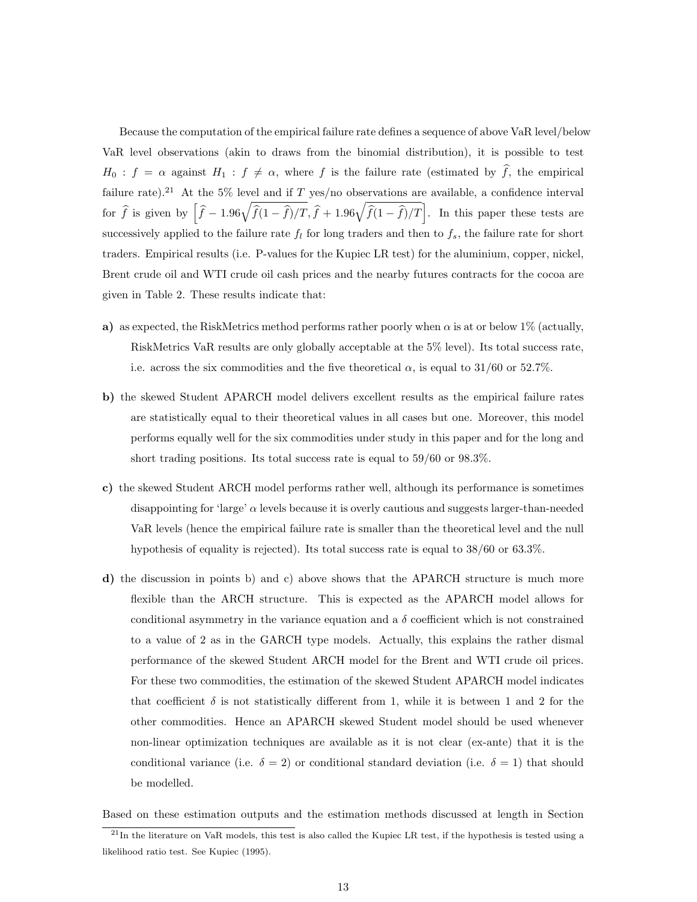Because the computation of the empirical failure rate defines a sequence of above VaR level/below VaR level observations (akin to draws from the binomial distribution), it is possible to test $H_0 : f = \alpha$ against $H_1 : f \neq \alpha$, where $f$ is the failure rate (estimated by $\widehat{f}$, the empirical failure rate).[21] At the 5% level and if $T$ yes/no observations are available, a confidence interval for $\widehat{f}$ is given by $\left[\widehat{f} - 1.96\sqrt{\widehat{f}(1-\widehat{f})/T}, \widehat{f} + 1.96\sqrt{\widehat{f}(1-\widehat{f})/T}\right]$. In this paper these tests are successively applied to the failure rate $f_l$ for long traders and then to $f_s$, the failure rate for short traders. Empirical results (i.e. P-values for the Kupiec LR test) for the aluminium, copper, nickel, Brent crude oil and WTI crude oil cash prices and the nearby futures contracts for the cocoa are given in Table 2. These results indicate that:

**a)** as expected, the RiskMetrics method performs rather poorly when $\alpha$ is at or below 1% (actually, RiskMetrics VaR results are only globally acceptable at the 5% level). Its total success rate, i.e. across the six commodities and the five theoretical $\alpha$, is equal to 31/60 or 52.7%.

**b)** the skewed Student APARCH model delivers excellent results as the empirical failure rates are statistically equal to their theoretical values in all cases but one. Moreover, this model performs equally well for the six commodities under study in this paper and for the long and short trading positions. Its total success rate is equal to 59/60 or 98.3%.

**c)** the skewed Student ARCH model performs rather well, although its performance is sometimes disappointing for 'large' $\alpha$ levels because it is overly cautious and suggests larger-than-needed VaR levels (hence the empirical failure rate is smaller than the theoretical level and the null hypothesis of equality is rejected). Its total success rate is equal to 38/60 or 63.3%.

**d)** the discussion in points b) and c) above shows that the APARCH structure is much more flexible than the ARCH structure. This is expected as the APARCH model allows for conditional asymmetry in the variance equation and a $\delta$ coefficient which is not constrained to a value of 2 as in the GARCH type models. Actually, this explains the rather dismal performance of the skewed Student ARCH model for the Brent and WTI crude oil prices. For these two commodities, the estimation of the skewed Student APARCH model indicates that coefficient $\delta$ is not statistically different from 1, while it is between 1 and 2 for the other commodities. Hence an APARCH skewed Student model should be used whenever non-linear optimization techniques are available as it is not clear (ex-ante) that it is the conditional variance (i.e. $\delta = 2$) or conditional standard deviation (i.e. $\delta = 1$) that should be modelled.

Based on these estimation outputs and the estimation methods discussed at length in Section

[21] In the literature on VaR models, this test is also called the Kupiec LR test, if the hypothesis is tested using a likelihood ratio test. See Kupiec (1995).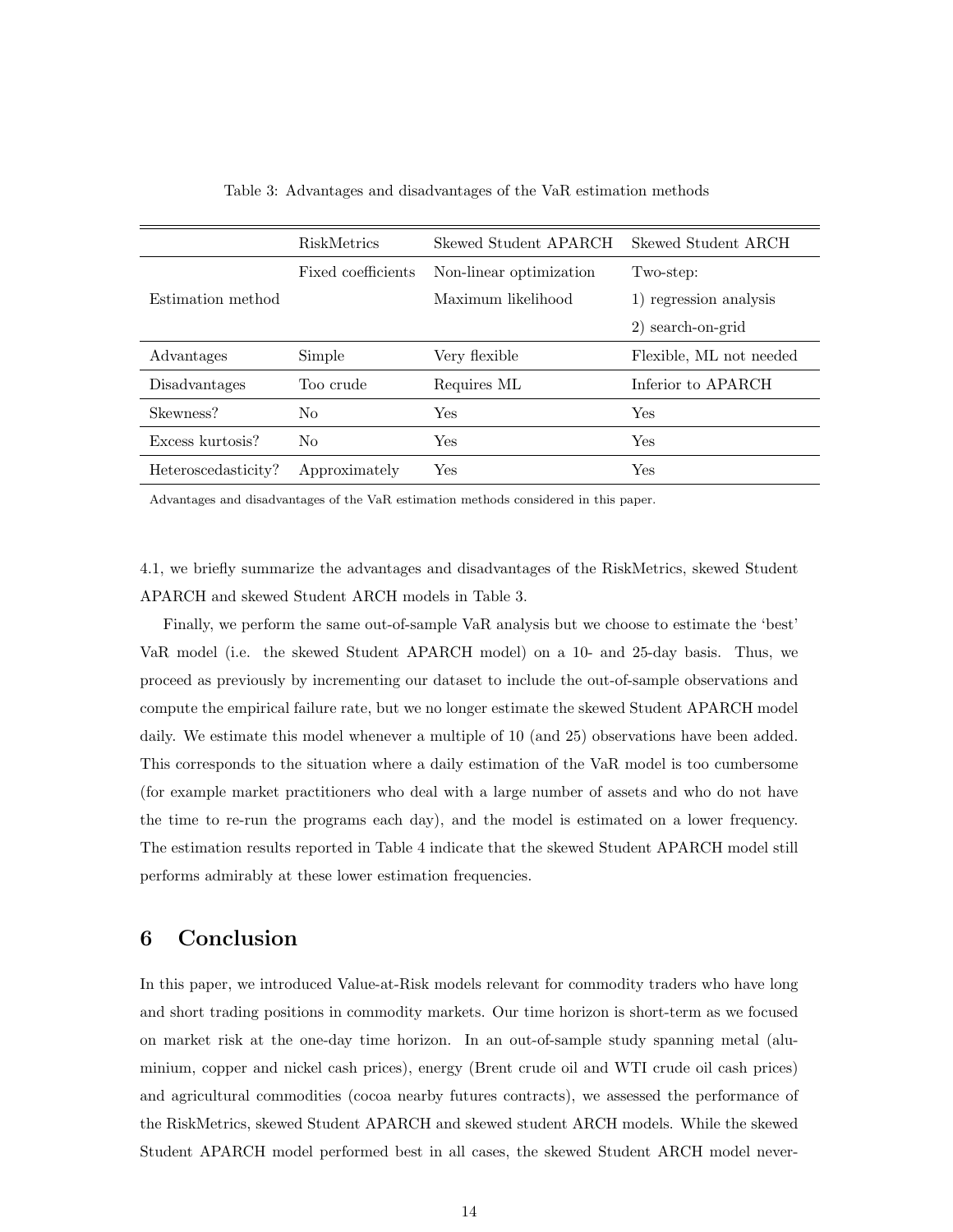Table 3: Advantages and disadvantages of the VaR estimation methods

| | RiskMetrics | Skewed Student APARCH | Skewed Student ARCH |
|---|---|---|---|
| Estimation method | Fixed coefficients | Non-linear optimization<br>Maximum likelihood | Two-step:<br>1) regression analysis<br>2) search-on-grid |
| Advantages | Simple | Very flexible | Flexible, ML not needed |
| Disadvantages | Too crude | Requires ML | Inferior to APARCH |
| Skewness? | No | Yes | Yes |
| Excess kurtosis? | No | Yes | Yes |
| Heteroscedasticity? | Approximately | Yes | Yes |

Advantages and disadvantages of the VaR estimation methods considered in this paper.

4.1, we briefly summarize the advantages and disadvantages of the RiskMetrics, skewed Student APARCH and skewed Student ARCH models in Table 3.

Finally, we perform the same out-of-sample VaR analysis but we choose to estimate the 'best' VaR model (i.e. the skewed Student APARCH model) on a 10- and 25-day basis. Thus, we proceed as previously by incrementing our dataset to include the out-of-sample observations and compute the empirical failure rate, but we no longer estimate the skewed Student APARCH model daily. We estimate this model whenever a multiple of 10 (and 25) observations have been added. This corresponds to the situation where a daily estimation of the VaR model is too cumbersome (for example market practitioners who deal with a large number of assets and who do not have the time to re-run the programs each day), and the model is estimated on a lower frequency. The estimation results reported in Table 4 indicate that the skewed Student APARCH model still performs admirably at these lower estimation frequencies.

# 6 Conclusion

In this paper, we introduced Value-at-Risk models relevant for commodity traders who have long and short trading positions in commodity markets. Our time horizon is short-term as we focused on market risk at the one-day time horizon. In an out-of-sample study spanning metal (aluminium, copper and nickel cash prices), energy (Brent crude oil and WTI crude oil cash prices) and agricultural commodities (cocoa nearby futures contracts), we assessed the performance of the RiskMetrics, skewed Student APARCH and skewed student ARCH models. While the skewed Student APARCH model performed best in all cases, the skewed Student ARCH model never-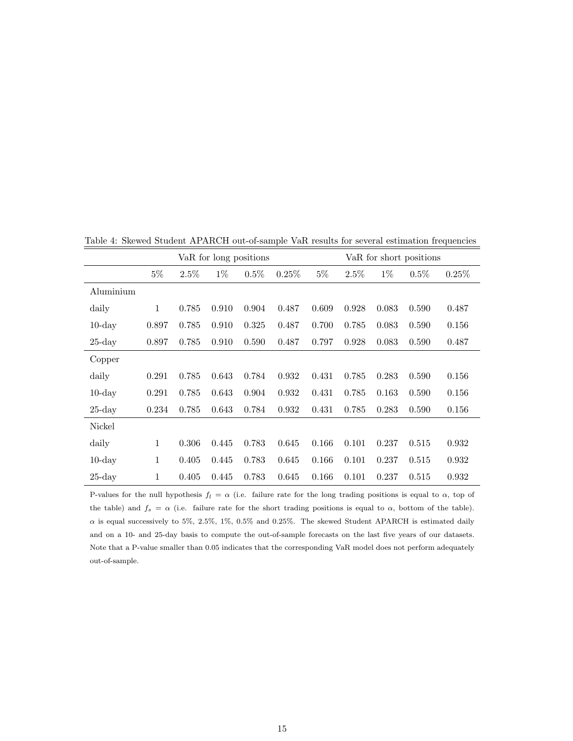Table 4: Skewed Student APARCH out-of-sample VaR results for several estimation frequencies

| | VaR for long positions | | | | | VaR for short positions | | | | |
|---|---|---|---|---|---|---|---|---|---|---|
| | 5% | 2.5% | 1% | 0.5% | 0.25% | 5% | 2.5% | 1% | 0.5% | 0.25% |
| Aluminium | | | | | | | | | | |
| daily | 1 | 0.785 | 0.910 | 0.904 | 0.487 | 0.609 | 0.928 | 0.083 | 0.590 | 0.487 |
| 10-day | 0.897 | 0.785 | 0.910 | 0.325 | 0.487 | 0.700 | 0.785 | 0.083 | 0.590 | 0.156 |
| 25-day | 0.897 | 0.785 | 0.910 | 0.590 | 0.487 | 0.797 | 0.928 | 0.083 | 0.590 | 0.487 |
| Copper | | | | | | | | | | |
| daily | 0.291 | 0.785 | 0.643 | 0.784 | 0.932 | 0.431 | 0.785 | 0.283 | 0.590 | 0.156 |
| 10-day | 0.291 | 0.785 | 0.643 | 0.904 | 0.932 | 0.431 | 0.785 | 0.163 | 0.590 | 0.156 |
| 25-day | 0.234 | 0.785 | 0.643 | 0.784 | 0.932 | 0.431 | 0.785 | 0.283 | 0.590 | 0.156 |
| Nickel | | | | | | | | | | |
| daily | 1 | 0.306 | 0.445 | 0.783 | 0.645 | 0.166 | 0.101 | 0.237 | 0.515 | 0.932 |
| 10-day | 1 | 0.405 | 0.445 | 0.783 | 0.645 | 0.166 | 0.101 | 0.237 | 0.515 | 0.932 |
| 25-day | 1 | 0.405 | 0.445 | 0.783 | 0.645 | 0.166 | 0.101 | 0.237 | 0.515 | 0.932 |

P-values for the null hypothesis $f_l = \alpha$ (i.e. failure rate for the long trading positions is equal to $\alpha$, top of the table) and $f_s = \alpha$ (i.e. failure rate for the short trading positions is equal to $\alpha$, bottom of the table). $\alpha$ is equal successively to 5%, 2.5%, 1%, 0.5% and 0.25%. The skewed Student APARCH is estimated daily and on a 10- and 25-day basis to compute the out-of-sample forecasts on the last five years of our datasets. Note that a P-value smaller than 0.05 indicates that the corresponding VaR model does not perform adequately out-of-sample.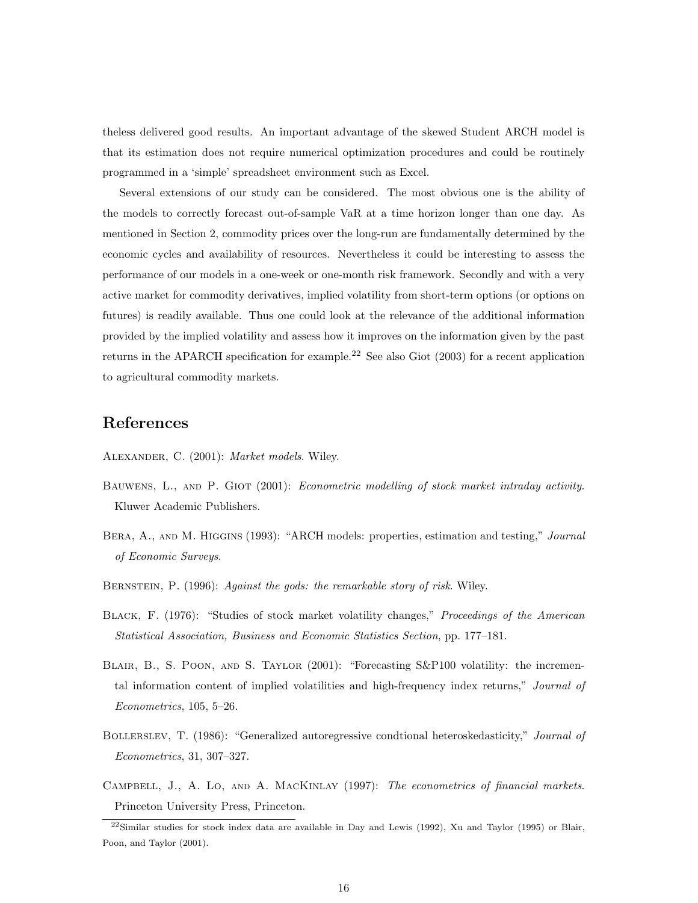theless delivered good results. An important advantage of the skewed Student ARCH model is that its estimation does not require numerical optimization procedures and could be routinely programmed in a 'simple' spreadsheet environment such as Excel.

Several extensions of our study can be considered. The most obvious one is the ability of the models to correctly forecast out-of-sample VaR at a time horizon longer than one day. As mentioned in Section 2, commodity prices over the long-run are fundamentally determined by the economic cycles and availability of resources. Nevertheless it could be interesting to assess the performance of our models in a one-week or one-month risk framework. Secondly and with a very active market for commodity derivatives, implied volatility from short-term options (or options on futures) is readily available. Thus one could look at the relevance of the additional information provided by the implied volatility and assess how it improves on the information given by the past returns in the APARCH specification for example.[22] See also Giot (2003) for a recent application to agricultural commodity markets.

## References

Alexander, C. (2001): *Market models*. Wiley.

Bauwens, L., and P. Giot (2001): *Econometric modelling of stock market intraday activity*. Kluwer Academic Publishers.

Bera, A., and M. Higgins (1993): "ARCH models: properties, estimation and testing," *Journal of Economic Surveys*.

Bernstein, P. (1996): *Against the gods: the remarkable story of risk*. Wiley.

Black, F. (1976): "Studies of stock market volatility changes," *Proceedings of the American Statistical Association, Business and Economic Statistics Section*, pp. 177–181.

Blair, B., S. Poon, and S. Taylor (2001): "Forecasting S&P100 volatility: the incremental information content of implied volatilities and high-frequency index returns," *Journal of Econometrics*, 105, 5–26.

Bollerslev, T. (1986): "Generalized autoregressive condtional heteroskedasticity," *Journal of Econometrics*, 31, 307–327.

Campbell, J., A. Lo, and A. MacKinlay (1997): *The econometrics of financial markets*. Princeton University Press, Princeton.

[22] Similar studies for stock index data are available in Day and Lewis (1992), Xu and Taylor (1995) or Blair, Poon, and Taylor (2001).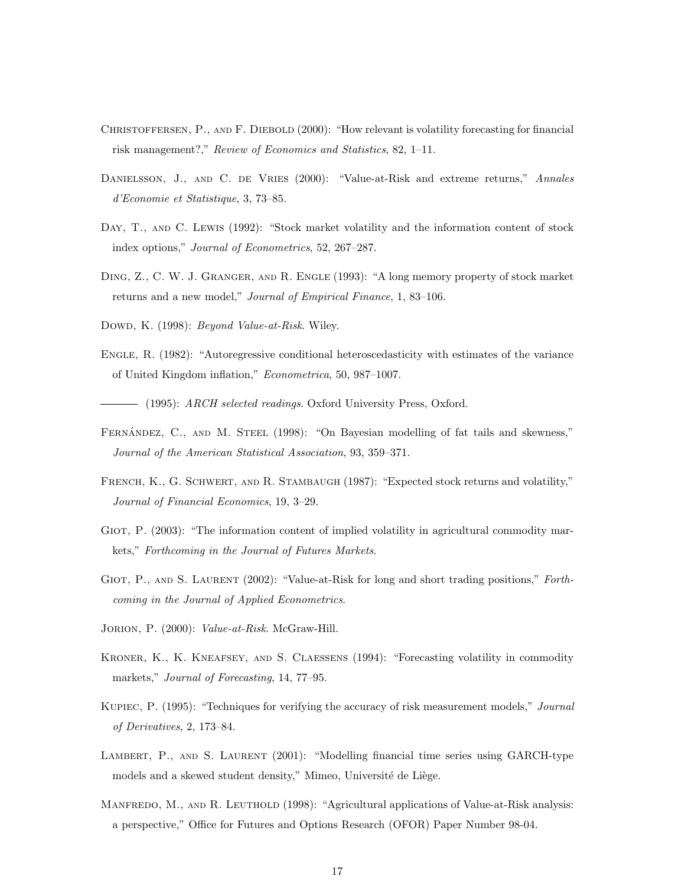Christoffersen, P., and F. Diebold (2000): "How relevant is volatility forecasting for financial risk management?," *Review of Economics and Statistics*, 82, 1–11.

Danielsson, J., and C. de Vries (2000): "Value-at-Risk and extreme returns," *Annales d'Economie et Statistique*, 3, 73–85.

Day, T., and C. Lewis (1992): "Stock market volatility and the information content of stock index options," *Journal of Econometrics*, 52, 267–287.

Ding, Z., C. W. J. Granger, and R. Engle (1993): "A long memory property of stock market returns and a new model," *Journal of Empirical Finance*, 1, 83–106.

Dowd, K. (1998): *Beyond Value-at-Risk*. Wiley.

Engle, R. (1982): "Autoregressive conditional heteroscedasticity with estimates of the variance of United Kingdom inflation," *Econometrica*, 50, 987–1007.

——— (1995): *ARCH selected readings*. Oxford University Press, Oxford.

Fernández, C., and M. Steel (1998): "On Bayesian modelling of fat tails and skewness," *Journal of the American Statistical Association*, 93, 359–371.

French, K., G. Schwert, and R. Stambaugh (1987): "Expected stock returns and volatility," *Journal of Financial Economics*, 19, 3–29.

Giot, P. (2003): "The information content of implied volatility in agricultural commodity markets," *Forthcoming in the Journal of Futures Markets*.

Giot, P., and S. Laurent (2002): "Value-at-Risk for long and short trading positions," *Forthcoming in the Journal of Applied Econometrics*.

Jorion, P. (2000): *Value-at-Risk*. McGraw-Hill.

Kroner, K., K. Kneafsey, and S. Claessens (1994): "Forecasting volatility in commodity markets," *Journal of Forecasting*, 14, 77–95.

Kupiec, P. (1995): "Techniques for verifying the accuracy of risk measurement models," *Journal of Derivatives*, 2, 173–84.

Lambert, P., and S. Laurent (2001): "Modelling financial time series using GARCH-type models and a skewed student density," Mimeo, Université de Liège.

Manfredo, M., and R. Leuthold (1998): "Agricultural applications of Value-at-Risk analysis: a perspective," Office for Futures and Options Research (OFOR) Paper Number 98-04.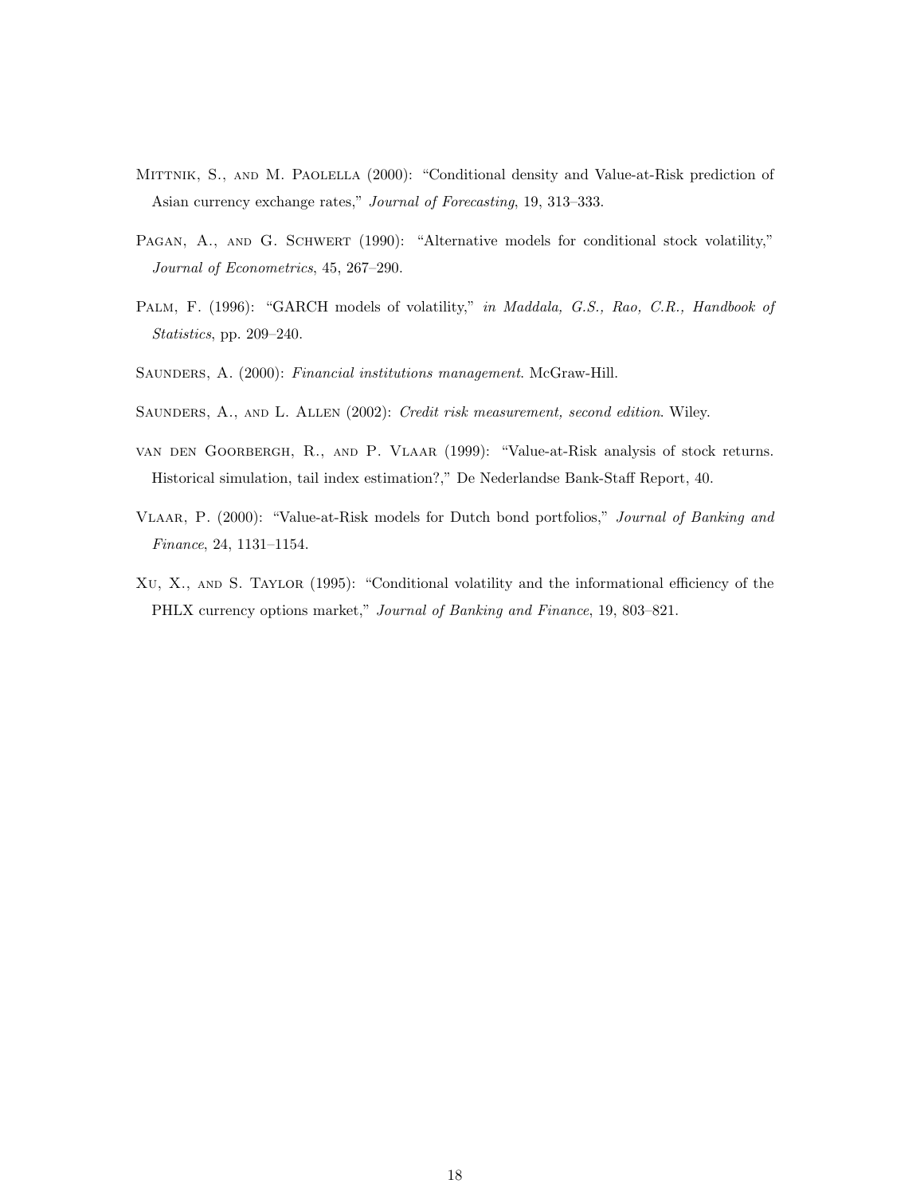Mittnik, S., and M. Paolella (2000): "Conditional density and Value-at-Risk prediction of Asian currency exchange rates," *Journal of Forecasting*, 19, 313–333.

Pagan, A., and G. Schwert (1990): "Alternative models for conditional stock volatility," *Journal of Econometrics*, 45, 267–290.

Palm, F. (1996): "GARCH models of volatility," *in Maddala, G.S., Rao, C.R., Handbook of Statistics*, pp. 209–240.

Saunders, A. (2000): *Financial institutions management*. McGraw-Hill.

Saunders, A., and L. Allen (2002): *Credit risk measurement, second edition*. Wiley.

van den Goorbergh, R., and P. Vlaar (1999): "Value-at-Risk analysis of stock returns. Historical simulation, tail index estimation?," De Nederlandse Bank-Staff Report, 40.

Vlaar, P. (2000): "Value-at-Risk models for Dutch bond portfolios," *Journal of Banking and Finance*, 24, 1131–1154.

Xu, X., and S. Taylor (1995): "Conditional volatility and the informational efficiency of the PHLX currency options market," *Journal of Banking and Finance*, 19, 803–821.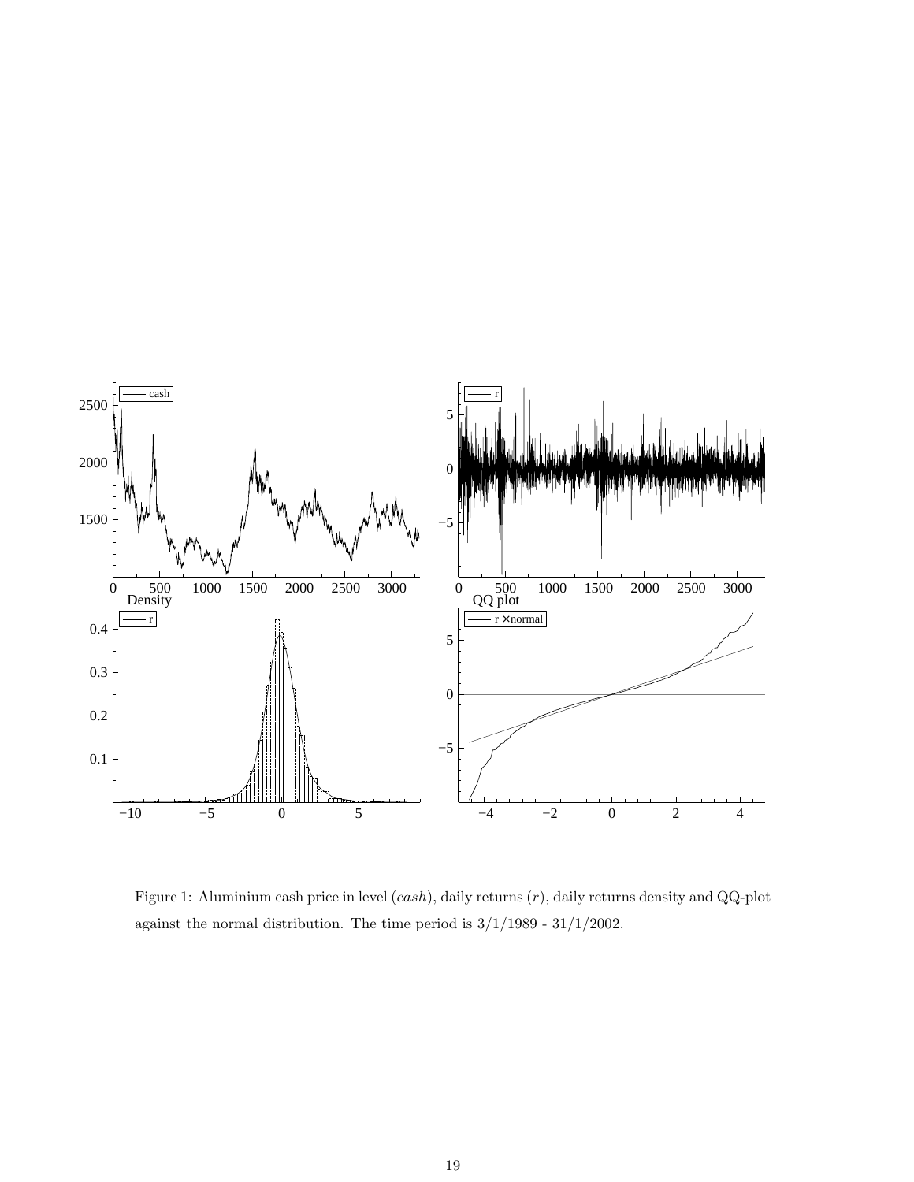Figure 1: Aluminium cash price in level ($cash$), daily returns ($r$), daily returns density and QQ-plot against the normal distribution. The time period is 3/1/1989 - 31/1/2002.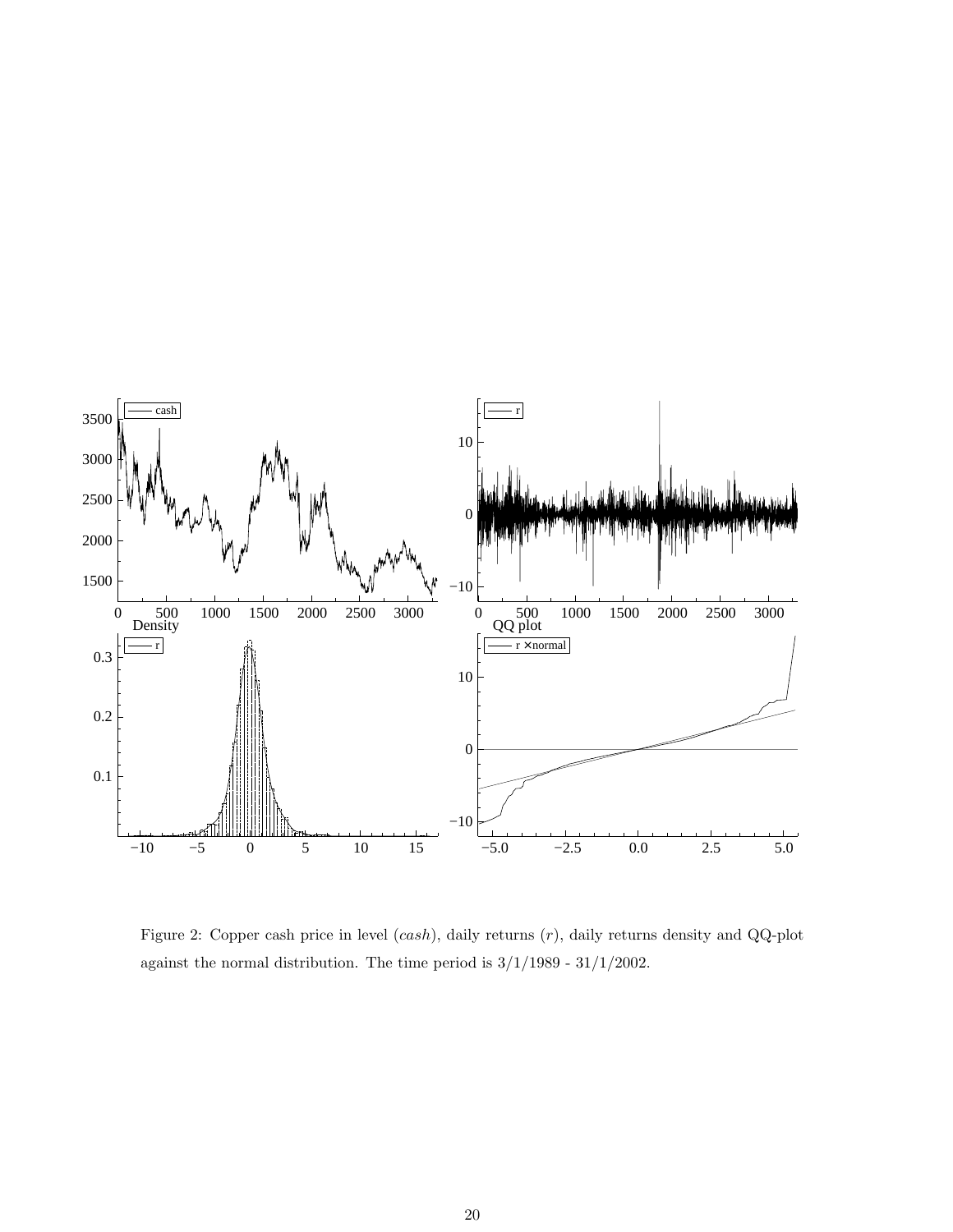Figure 2: Copper cash price in level (*cash*), daily returns (*r*), daily returns density and QQ-plot against the normal distribution. The time period is 3/1/1989 - 31/1/2002.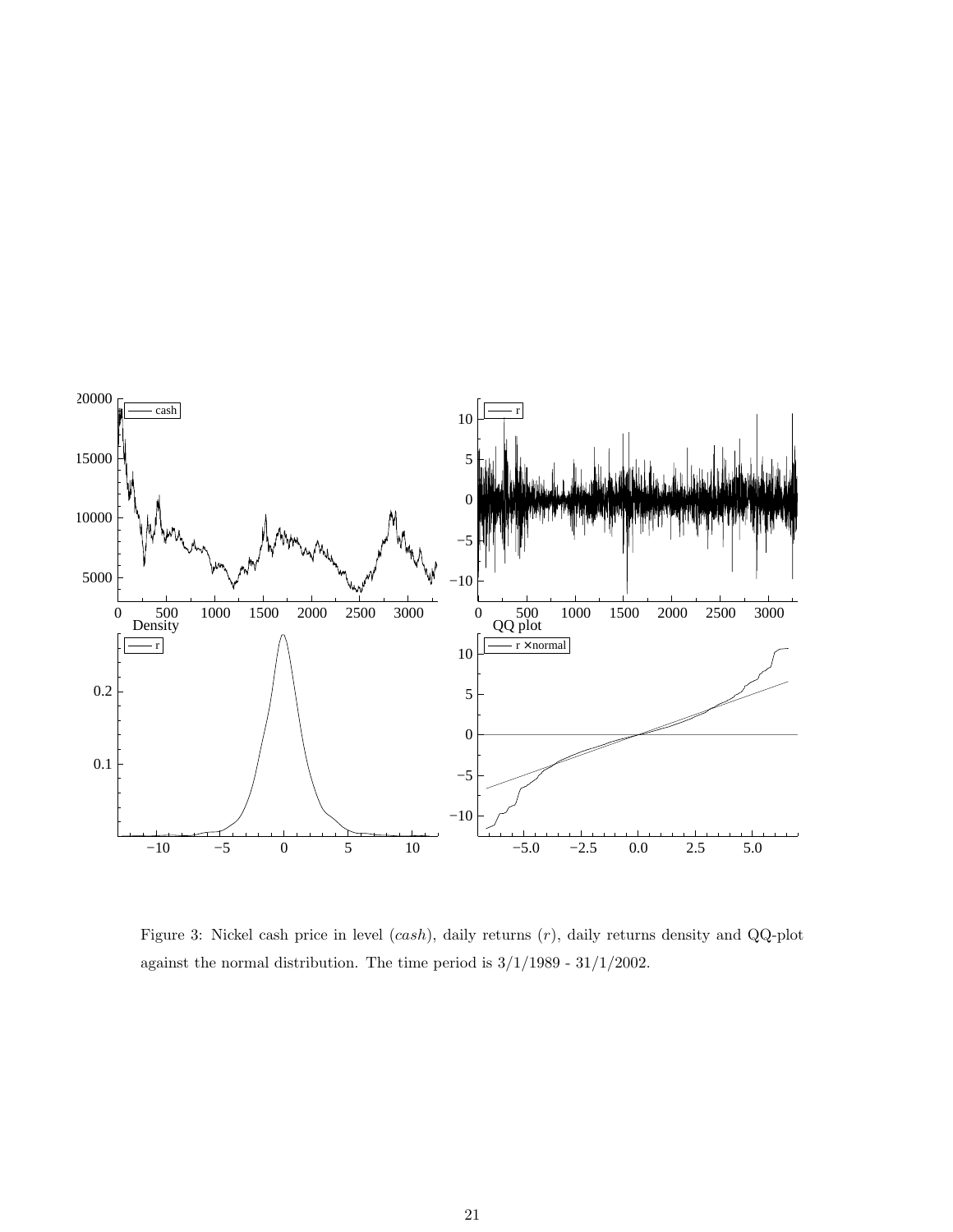Figure 3: Nickel cash price in level (*cash*), daily returns ($r$), daily returns density and QQ-plot against the normal distribution. The time period is 3/1/1989 - 31/1/2002.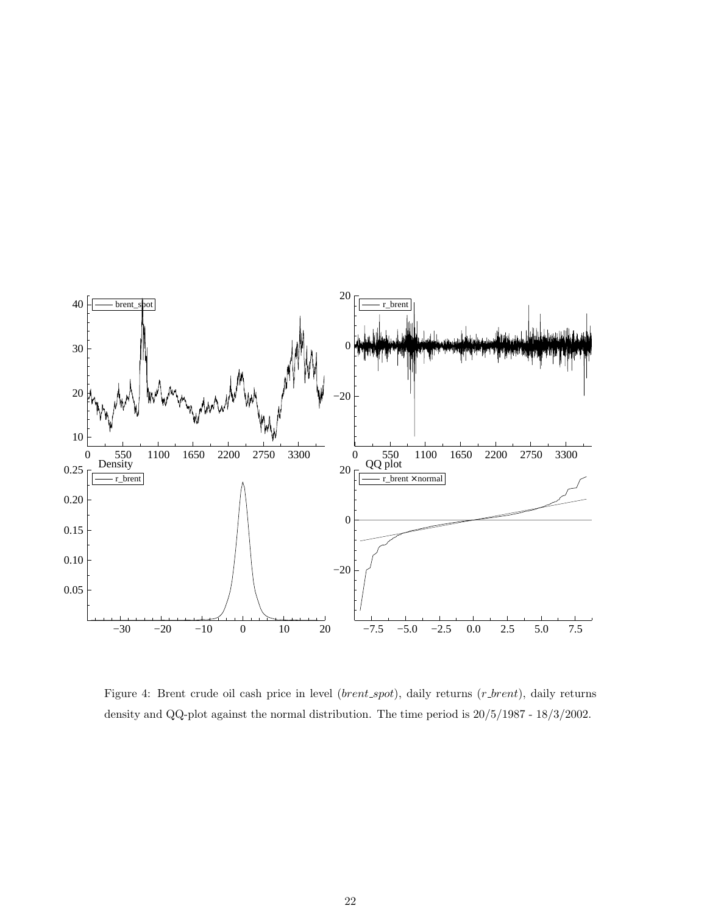Figure 4: Brent crude oil cash price in level (*brent_spot*), daily returns (*r_brent*), daily returns density and QQ-plot against the normal distribution. The time period is 20/5/1987 - 18/3/2002.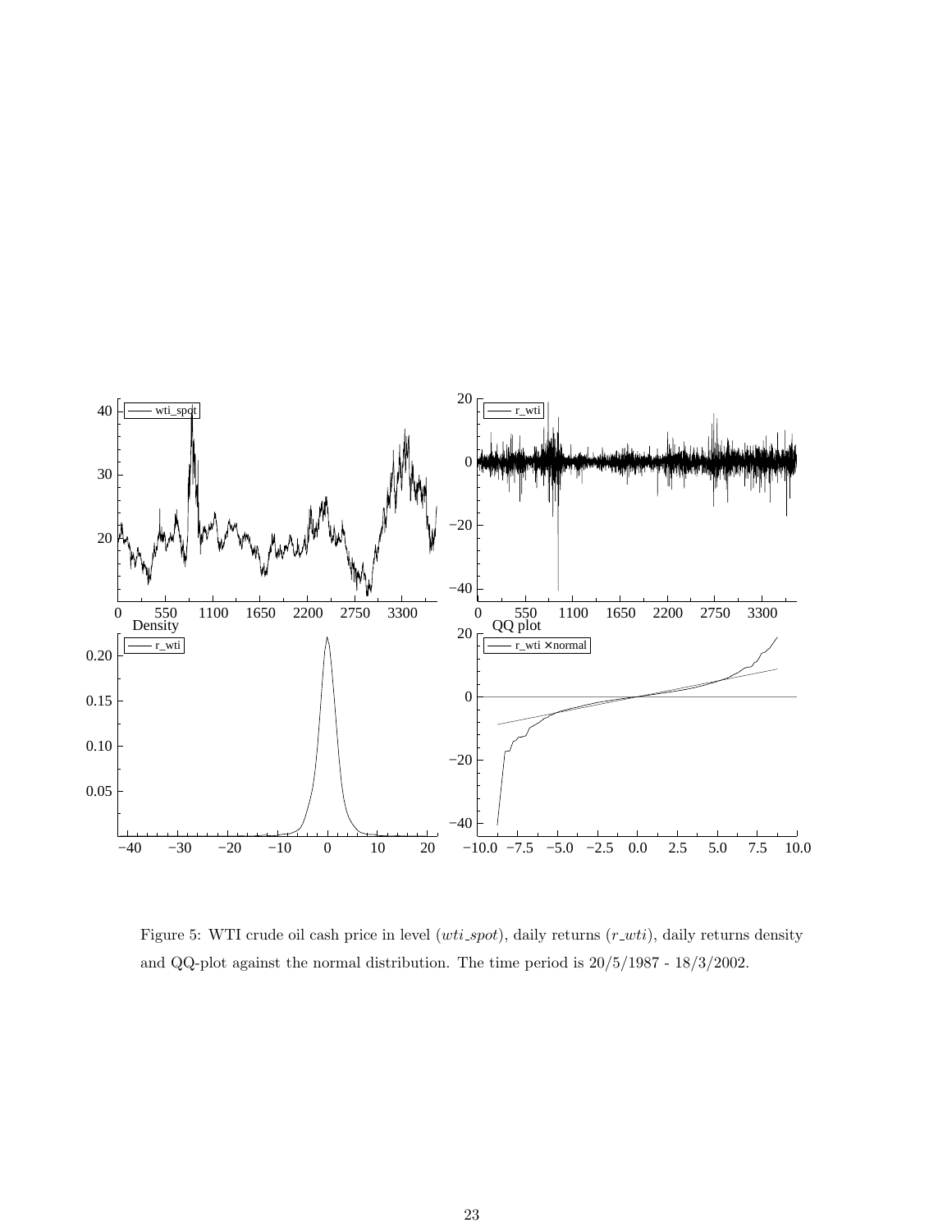Figure 5: WTI crude oil cash price in level (*wti_spot*), daily returns (*r_wti*), daily returns density and QQ-plot against the normal distribution. The time period is 20/5/1987 - 18/3/2002.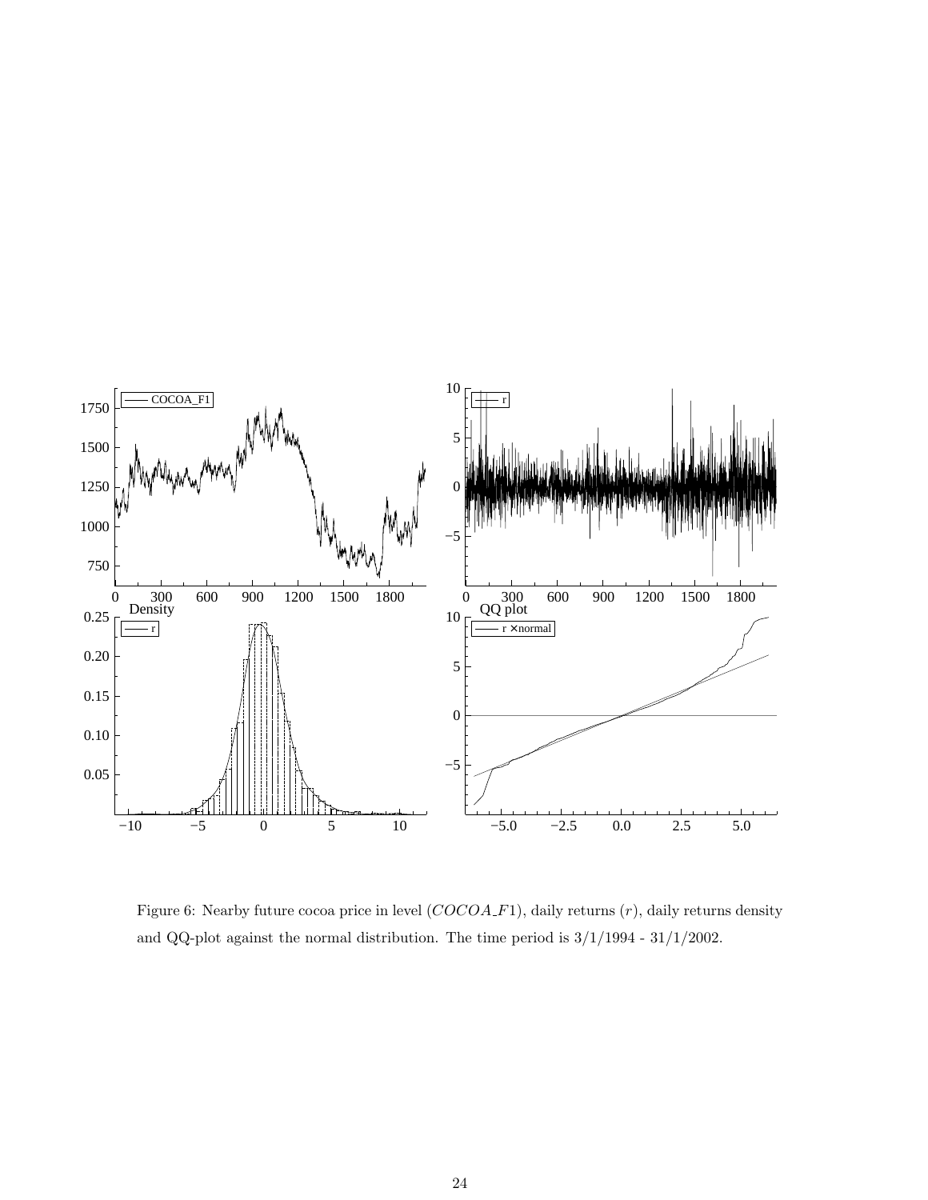COCOA_F1

1750
1500
1250
1000
750

0 300 600 900 1200 1500 1800

r

10
5
0
−5

0 300 600 900 1200 1500 1800

Density

r

0.25
0.20
0.15
0.10
0.05

−10 −5 0 5 10

QQ plot

r ×normal

10
5
0
−5

−5.0 −2.5 0.0 2.5 5.0

Figure 6: Nearby future cocoa price in level ($COCOA\_F1$), daily returns ($r$), daily returns density and QQ-plot against the normal distribution. The time period is 3/1/1994 - 31/1/2002.